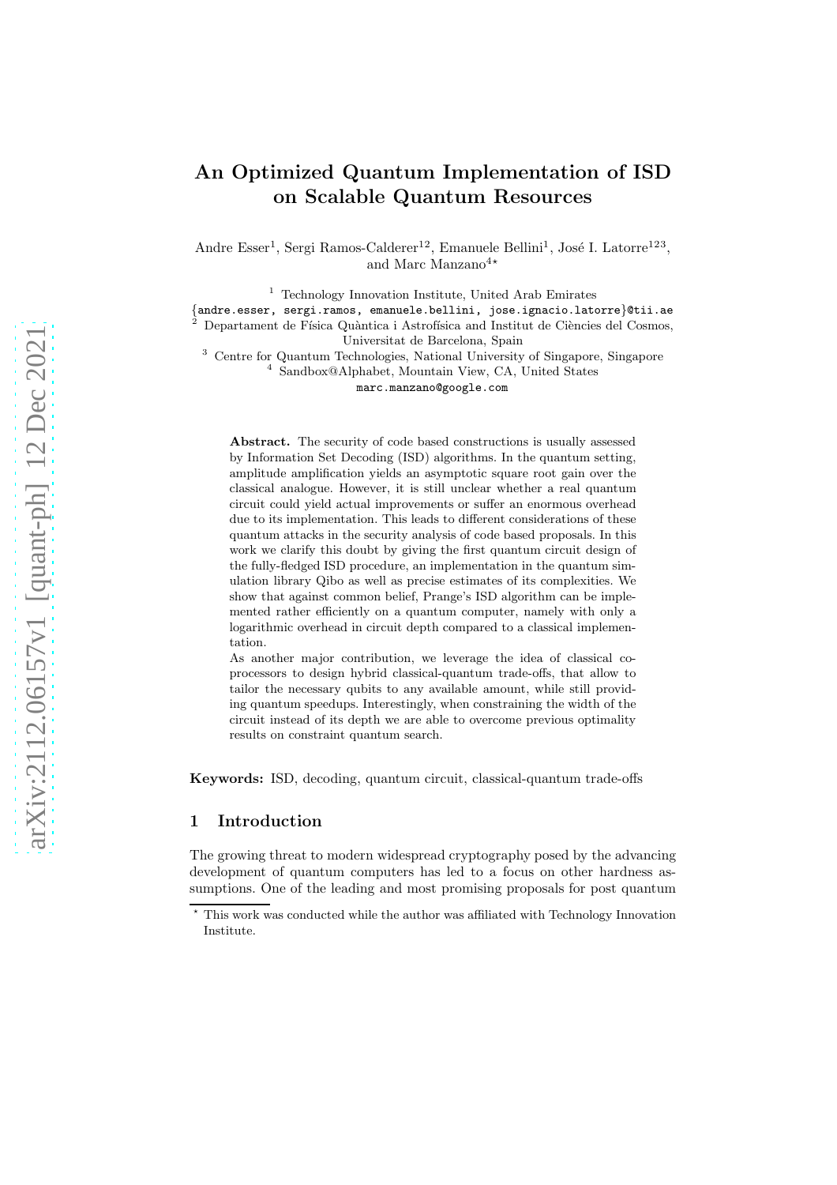# An Optimized Quantum Implementation of ISD on Scalable Quantum Resources

Andre Esser[1], Sergi Ramos-Calderer[12], Emanuele Bellini[1], José I. Latorre[123], and Marc Manzano[4⋆]

[1] Technology Innovation Institute, United Arab Emirates
{andre.esser, sergi.ramos, emanuele.bellini, jose.ignacio.latorre}@tii.ae
[2] Departament de Física Quàntica i Astrofísica and Institut de Ciències del Cosmos, Universitat de Barcelona, Spain
[3] Centre for Quantum Technologies, National University of Singapore, Singapore
[4] Sandbox@Alphabet, Mountain View, CA, United States
marc.manzano@google.com

**Abstract.** The security of code based constructions is usually assessed by Information Set Decoding (ISD) algorithms. In the quantum setting, amplitude amplification yields an asymptotic square root gain over the classical analogue. However, it is still unclear whether a real quantum circuit could yield actual improvements or suffer an enormous overhead due to its implementation. This leads to different considerations of these quantum attacks in the security analysis of code based proposals. In this work we clarify this doubt by giving the first quantum circuit design of the fully-fledged ISD procedure, an implementation in the quantum simulation library Qibo as well as precise estimates of its complexities. We show that against common belief, Prange's ISD algorithm can be implemented rather efficiently on a quantum computer, namely with only a logarithmic overhead in circuit depth compared to a classical implementation.

As another major contribution, we leverage the idea of classical co-processors to design hybrid classical-quantum trade-offs, that allow to tailor the necessary qubits to any available amount, while still providing quantum speedups. Interestingly, when constraining the width of the circuit instead of its depth we are able to overcome previous optimality results on constraint quantum search.

**Keywords:** ISD, decoding, quantum circuit, classical-quantum trade-offs

## 1 Introduction

The growing threat to modern widespread cryptography posed by the advancing development of quantum computers has led to a focus on other hardness assumptions. One of the leading and most promising proposals for post quantum

⋆ This work was conducted while the author was affiliated with Technology Innovation Institute.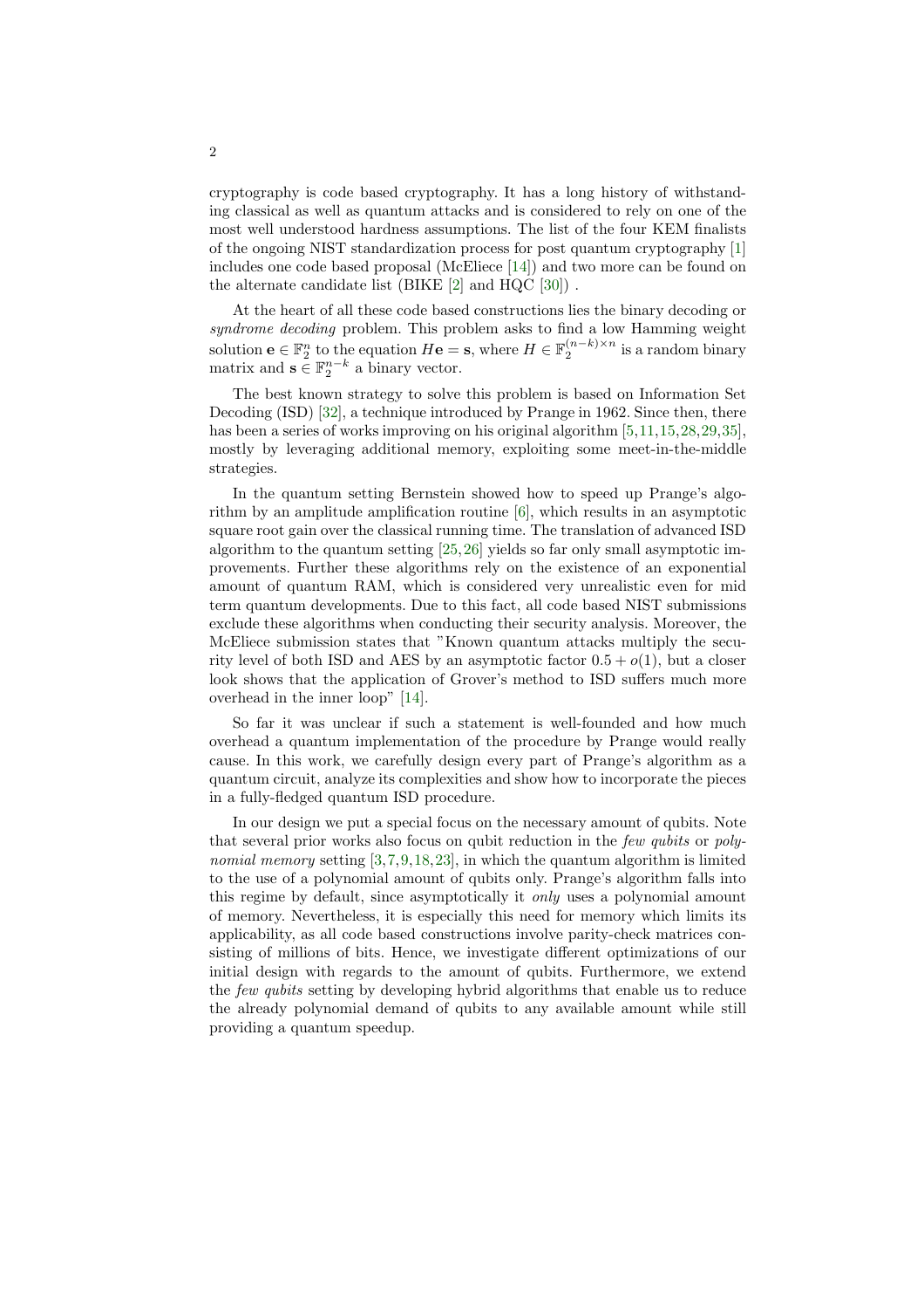cryptography is code based cryptography. It has a long history of withstanding classical as well as quantum attacks and is considered to rely on one of the most well understood hardness assumptions. The list of the four KEM finalists of the ongoing NIST standardization process for post quantum cryptography [1] includes one code based proposal (McEliece [14]) and two more can be found on the alternate candidate list (BIKE [2] and HQC [30]) .

At the heart of all these code based constructions lies the binary decoding or *syndrome decoding* problem. This problem asks to find a low Hamming weight solution $\mathbf{e} \in \mathbb{F}_2^n$ to the equation $H\mathbf{e} = \mathbf{s}$, where $H \in \mathbb{F}_2^{(n-k)\times n}$ is a random binary matrix and $\mathbf{s} \in \mathbb{F}_2^{n-k}$ a binary vector.

The best known strategy to solve this problem is based on Information Set Decoding (ISD) [32], a technique introduced by Prange in 1962. Since then, there has been a series of works improving on his original algorithm [5,11,15,28,29,35], mostly by leveraging additional memory, exploiting some meet-in-the-middle strategies.

In the quantum setting Bernstein showed how to speed up Prange's algorithm by an amplitude amplification routine [6], which results in an asymptotic square root gain over the classical running time. The translation of advanced ISD algorithm to the quantum setting [25,26] yields so far only small asymptotic improvements. Further these algorithms rely on the existence of an exponential amount of quantum RAM, which is considered very unrealistic even for mid term quantum developments. Due to this fact, all code based NIST submissions exclude these algorithms when conducting their security analysis. Moreover, the McEliece submission states that "Known quantum attacks multiply the security level of both ISD and AES by an asymptotic factor $0.5 + o(1)$, but a closer look shows that the application of Grover's method to ISD suffers much more overhead in the inner loop" [14].

So far it was unclear if such a statement is well-founded and how much overhead a quantum implementation of the procedure by Prange would really cause. In this work, we carefully design every part of Prange's algorithm as a quantum circuit, analyze its complexities and show how to incorporate the pieces in a fully-fledged quantum ISD procedure.

In our design we put a special focus on the necessary amount of qubits. Note that several prior works also focus on qubit reduction in the *few qubits* or *polynomial memory* setting [3,7,9,18,23], in which the quantum algorithm is limited to the use of a polynomial amount of qubits only. Prange's algorithm falls into this regime by default, since asymptotically it *only* uses a polynomial amount of memory. Nevertheless, it is especially this need for memory which limits its applicability, as all code based constructions involve parity-check matrices consisting of millions of bits. Hence, we investigate different optimizations of our initial design with regards to the amount of qubits. Furthermore, we extend the *few qubits* setting by developing hybrid algorithms that enable us to reduce the already polynomial demand of qubits to any available amount while still providing a quantum speedup.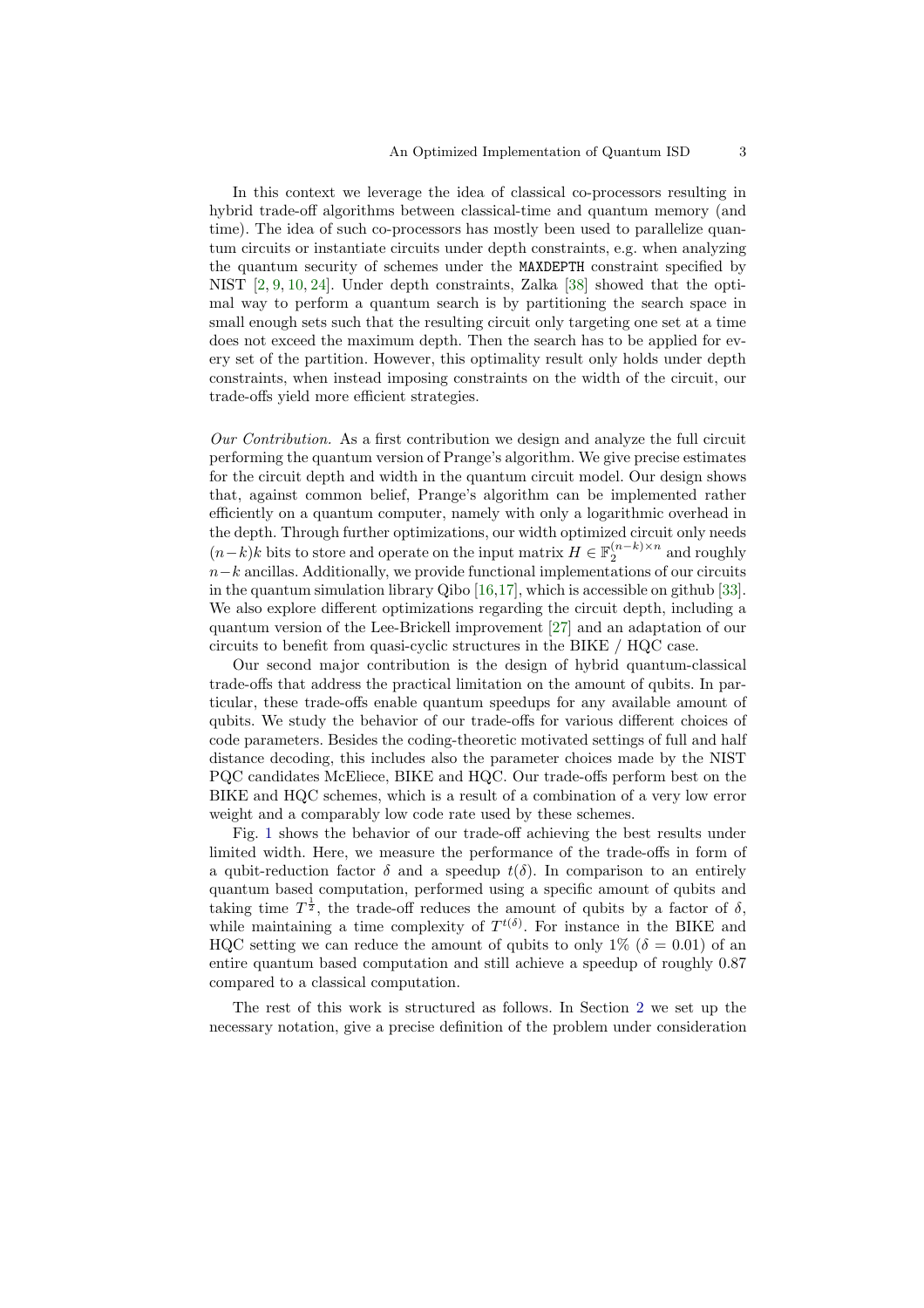In this context we leverage the idea of classical co-processors resulting in hybrid trade-off algorithms between classical-time and quantum memory (and time). The idea of such co-processors has mostly been used to parallelize quantum circuits or instantiate circuits under depth constraints, e.g. when analyzing the quantum security of schemes under the `MAXDEPTH` constraint specified by NIST [2, 9, 10, 24]. Under depth constraints, Zalka [38] showed that the optimal way to perform a quantum search is by partitioning the search space in small enough sets such that the resulting circuit only targeting one set at a time does not exceed the maximum depth. Then the search has to be applied for every set of the partition. However, this optimality result only holds under depth constraints, when instead imposing constraints on the width of the circuit, our trade-offs yield more efficient strategies.

*Our Contribution.* As a first contribution we design and analyze the full circuit performing the quantum version of Prange's algorithm. We give precise estimates for the circuit depth and width in the quantum circuit model. Our design shows that, against common belief, Prange's algorithm can be implemented rather efficiently on a quantum computer, namely with only a logarithmic overhead in the depth. Through further optimizations, our width optimized circuit only needs $(n-k)k$ bits to store and operate on the input matrix $H \in \mathbb{F}_2^{(n-k)\times n}$ and roughly $n-k$ ancillas. Additionally, we provide functional implementations of our circuits in the quantum simulation library Qibo [16,17], which is accessible on github [33]. We also explore different optimizations regarding the circuit depth, including a quantum version of the Lee-Brickell improvement [27] and an adaptation of our circuits to benefit from quasi-cyclic structures in the BIKE / HQC case.

Our second major contribution is the design of hybrid quantum-classical trade-offs that address the practical limitation on the amount of qubits. In particular, these trade-offs enable quantum speedups for any available amount of qubits. We study the behavior of our trade-offs for various different choices of code parameters. Besides the coding-theoretic motivated settings of full and half distance decoding, this includes also the parameter choices made by the NIST PQC candidates McEliece, BIKE and HQC. Our trade-offs perform best on the BIKE and HQC schemes, which is a result of a combination of a very low error weight and a comparably low code rate used by these schemes.

Fig. 1 shows the behavior of our trade-off achieving the best results under limited width. Here, we measure the performance of the trade-offs in form of a qubit-reduction factor $\delta$ and a speedup $t(\delta)$. In comparison to an entirely quantum based computation, performed using a specific amount of qubits and taking time $T^{\frac{1}{2}}$, the trade-off reduces the amount of qubits by a factor of $\delta$, while maintaining a time complexity of $T^{t(\delta)}$. For instance in the BIKE and HQC setting we can reduce the amount of qubits to only 1% ($\delta = 0.01$) of an entire quantum based computation and still achieve a speedup of roughly 0.87 compared to a classical computation.

The rest of this work is structured as follows. In Section 2 we set up the necessary notation, give a precise definition of the problem under consideration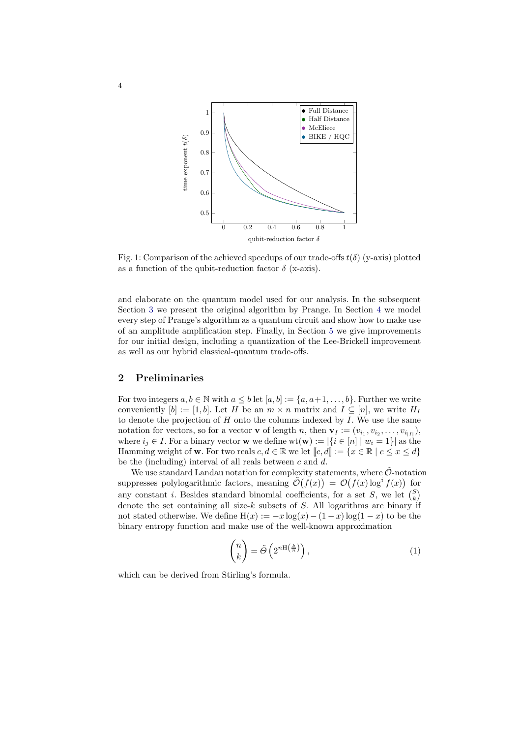Fig. 1: Comparison of the achieved speedups of our trade-offs $t(\delta)$ (y-axis) plotted as a function of the qubit-reduction factor $\delta$ (x-axis).

and elaborate on the quantum model used for our analysis. In the subsequent Section 3 we present the original algorithm by Prange. In Section 4 we model every step of Prange's algorithm as a quantum circuit and show how to make use of an amplitude amplification step. Finally, in Section 5 we give improvements for our initial design, including a quantization of the Lee-Brickell improvement as well as our hybrid classical-quantum trade-offs.

## 2 Preliminaries

For two integers $a, b \in \mathbb{N}$ with $a \leq b$ let $[a, b] := \{a, a+1, \ldots, b\}$. Further we write conveniently $[b] := [1, b]$. Let $H$ be an $m \times n$ matrix and $I \subseteq [n]$, we write $H_I$ to denote the projection of $H$ onto the columns indexed by $I$. We use the same notation for vectors, so for a vector $\mathbf{v}$ of length $n$, then $\mathbf{v}_I := (v_{i_1}, v_{i_2}, \ldots, v_{i_{|I|}})$, where $i_j \in I$. For a binary vector $\mathbf{w}$ we define $\mathrm{wt}(\mathbf{w}) := |\{i \in [n] \mid w_i = 1\}|$ as the Hamming weight of $\mathbf{w}$. For two reals $c, d \in \mathbb{R}$ we let $[\![c, d]\!] := \{x \in \mathbb{R} \mid c \leq x \leq d\}$ be the (including) interval of all reals between $c$ and $d$.

We use standard Landau notation for complexity statements, where $\tilde{\mathcal{O}}$-notation suppresses polylogarithmic factors, meaning $\tilde{\mathcal{O}}\big(f(x)\big) = \mathcal{O}\big(f(x) \log^i f(x)\big)$ for any constant $i$. Besides standard binomial coefficients, for a set $S$, we let $\binom{S}{k}$ denote the set containing all size-$k$ subsets of $S$. All logarithms are binary if not stated otherwise. We define $\mathrm{H}(x) := -x \log(x) - (1-x) \log(1-x)$ to be the binary entropy function and make use of the well-known approximation

$$\binom{n}{k} = \tilde{\Theta}\left(2^{n\mathrm{H}\left(\frac{k}{n}\right)}\right), \tag{1}$$

which can be derived from Stirling's formula.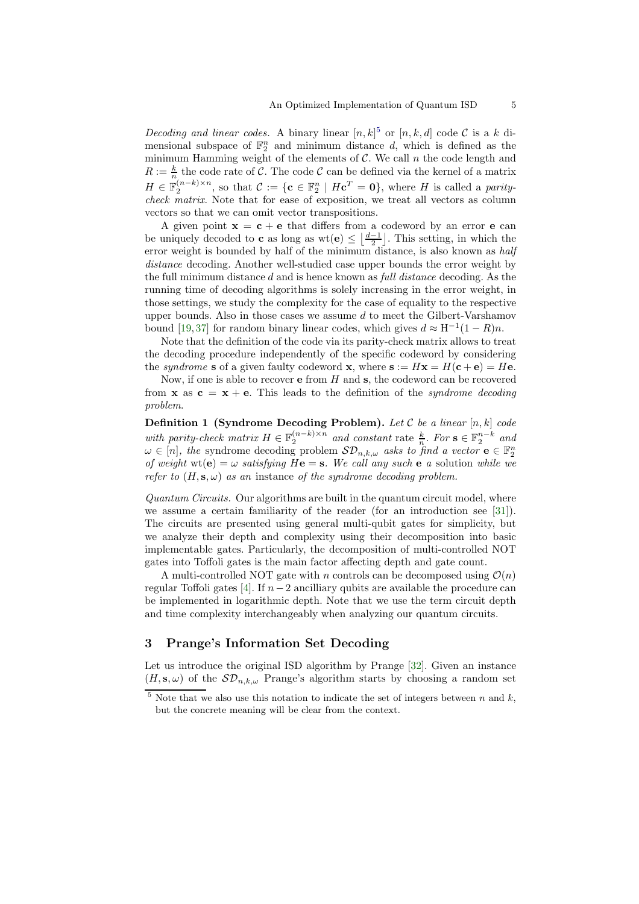*Decoding and linear codes.* A binary linear $[n,k]$[5] or $[n,k,d]$ code $\mathcal{C}$ is a $k$ dimensional subspace of $\mathbb{F}_2^n$ and minimum distance $d$, which is defined as the minimum Hamming weight of the elements of $\mathcal{C}$. We call $n$ the code length and $R := \frac{k}{n}$ the code rate of $\mathcal{C}$. The code $\mathcal{C}$ can be defined via the kernel of a matrix $H \in \mathbb{F}_2^{(n-k)\times n}$, so that $\mathcal{C} := \{\mathbf{c} \in \mathbb{F}_2^n \mid H\mathbf{c}^T = \mathbf{0}\}$, where $H$ is called a *parity-check matrix*. Note that for ease of exposition, we treat all vectors as column vectors so that we can omit vector transpositions.

A given point $\mathbf{x} = \mathbf{c} + \mathbf{e}$ that differs from a codeword by an error $\mathbf{e}$ can be uniquely decoded to $\mathbf{c}$ as long as $\mathrm{wt}(\mathbf{e}) \leq \left\lfloor \frac{d-1}{2} \right\rfloor$. This setting, in which the error weight is bounded by half of the minimum distance, is also known as *half distance* decoding. Another well-studied case upper bounds the error weight by the full minimum distance $d$ and is hence known as *full distance* decoding. As the running time of decoding algorithms is solely increasing in the error weight, in those settings, we study the complexity for the case of equality to the respective upper bounds. Also in those cases we assume $d$ to meet the Gilbert-Varshamov bound [19,37] for random binary linear codes, which gives $d \approx \mathrm{H}^{-1}(1-R)n$.

Note that the definition of the code via its parity-check matrix allows to treat the decoding procedure independently of the specific codeword by considering the *syndrome* $\mathbf{s}$ of a given faulty codeword $\mathbf{x}$, where $\mathbf{s} := H\mathbf{x} = H(\mathbf{c}+\mathbf{e}) = H\mathbf{e}$.

Now, if one is able to recover $\mathbf{e}$ from $H$ and $\mathbf{s}$, the codeword can be recovered from $\mathbf{x}$ as $\mathbf{c} = \mathbf{x} + \mathbf{e}$. This leads to the definition of the *syndrome decoding problem*.

**Definition 1 (Syndrome Decoding Problem).** *Let $\mathcal{C}$ be a linear $[n,k]$ code with parity-check matrix $H \in \mathbb{F}_2^{(n-k)\times n}$ and constant* rate $\frac{k}{n}$*. For $\mathbf{s} \in \mathbb{F}_2^{n-k}$ and $\omega \in [n]$, the* syndrome decoding problem *$\mathcal{SD}_{n,k,\omega}$ asks to find a vector $\mathbf{e} \in \mathbb{F}_2^n$ of weight $\mathrm{wt}(\mathbf{e}) = \omega$ satisfying $H\mathbf{e} = \mathbf{s}$. We call any such $\mathbf{e}$ a* solution *while we refer to $(H, \mathbf{s}, \omega)$ as an* instance *of the syndrome decoding problem.*

*Quantum Circuits.* Our algorithms are built in the quantum circuit model, where we assume a certain familiarity of the reader (for an introduction see [31]). The circuits are presented using general multi-qubit gates for simplicity, but we analyze their depth and complexity using their decomposition into basic implementable gates. Particularly, the decomposition of multi-controlled NOT gates into Toffoli gates is the main factor affecting depth and gate count.

A multi-controlled NOT gate with $n$ controls can be decomposed using $\mathcal{O}(n)$ regular Toffoli gates [4]. If $n-2$ ancilliary qubits are available the procedure can be implemented in logarithmic depth. Note that we use the term circuit depth and time complexity interchangeably when analyzing our quantum circuits.

## 3 Prange's Information Set Decoding

Let us introduce the original ISD algorithm by Prange [32]. Given an instance $(H, \mathbf{s}, \omega)$ of the $\mathcal{SD}_{n,k,\omega}$ Prange's algorithm starts by choosing a random set

[5] Note that we also use this notation to indicate the set of integers between $n$ and $k$, but the concrete meaning will be clear from the context.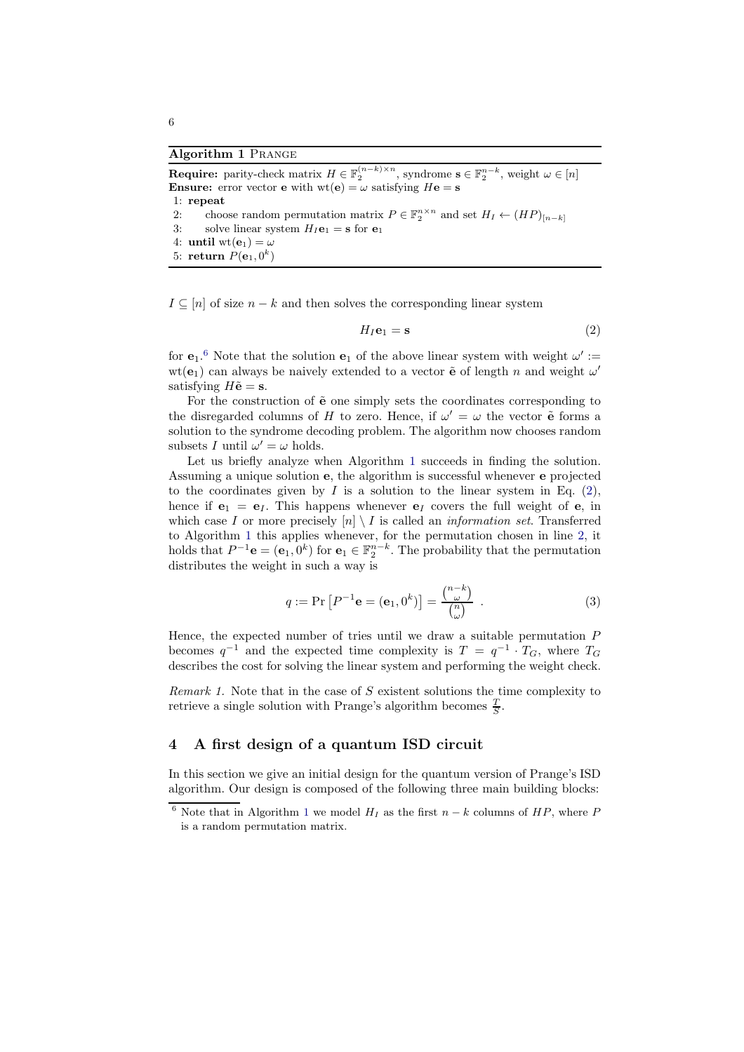**Algorithm 1** Prange

**Require:** parity-check matrix $H \in \mathbb{F}_2^{(n-k)\times n}$, syndrome $\mathbf{s} \in \mathbb{F}_2^{n-k}$, weight $\omega \in [n]$
**Ensure:** error vector $\mathbf{e}$ with $\mathrm{wt}(\mathbf{e}) = \omega$ satisfying $H\mathbf{e} = \mathbf{s}$

1: **repeat**
2: choose random permutation matrix $P \in \mathbb{F}_2^{n\times n}$ and set $H_I \leftarrow (HP)_{[n-k]}$
3: solve linear system $H_I\mathbf{e}_1 = \mathbf{s}$ for $\mathbf{e}_1$
4: **until** $\mathrm{wt}(\mathbf{e}_1) = \omega$
5: **return** $P(\mathbf{e}_1, 0^k)$

$I \subseteq [n]$ of size $n-k$ and then solves the corresponding linear system

$$H_I\mathbf{e}_1 = \mathbf{s} \tag{2}$$

for $\mathbf{e}_1$.[6] Note that the solution $\mathbf{e}_1$ of the above linear system with weight $\omega' := \mathrm{wt}(\mathbf{e}_1)$ can always be naively extended to a vector $\tilde{\mathbf{e}}$ of length $n$ and weight $\omega'$ satisfying $H\tilde{\mathbf{e}} = \mathbf{s}$.

For the construction of $\tilde{\mathbf{e}}$ one simply sets the coordinates corresponding to the disregarded columns of $H$ to zero. Hence, if $\omega' = \omega$ the vector $\tilde{\mathbf{e}}$ forms a solution to the syndrome decoding problem. The algorithm now chooses random subsets $I$ until $\omega' = \omega$ holds.

Let us briefly analyze when Algorithm 1 succeeds in finding the solution. Assuming a unique solution $\mathbf{e}$, the algorithm is successful whenever $\mathbf{e}$ projected to the coordinates given by $I$ is a solution to the linear system in Eq. (2), hence if $\mathbf{e}_1 = \mathbf{e}_I$. This happens whenever $\mathbf{e}_I$ covers the full weight of $\mathbf{e}$, in which case $I$ or more precisely $[n] \setminus I$ is called an *information set*. Transferred to Algorithm 1 this applies whenever, for the permutation chosen in line 2, it holds that $P^{-1}\mathbf{e} = (\mathbf{e}_1, 0^k)$ for $\mathbf{e}_1 \in \mathbb{F}_2^{n-k}$. The probability that the permutation distributes the weight in such a way is

$$q := \Pr\left[P^{-1}\mathbf{e} = (\mathbf{e}_1, 0^k)\right] = \frac{\binom{n-k}{\omega}}{\binom{n}{\omega}} \ . \tag{3}$$

Hence, the expected number of tries until we draw a suitable permutation $P$ becomes $q^{-1}$ and the expected time complexity is $T = q^{-1} \cdot T_G$, where $T_G$ describes the cost for solving the linear system and performing the weight check.

*Remark 1.* Note that in the case of $S$ existent solutions the time complexity to retrieve a single solution with Prange's algorithm becomes $\frac{T}{S}$.

## 4 A first design of a quantum ISD circuit

In this section we give an initial design for the quantum version of Prange's ISD algorithm. Our design is composed of the following three main building blocks:

[6] Note that in Algorithm 1 we model $H_I$ as the first $n-k$ columns of $HP$, where $P$ is a random permutation matrix.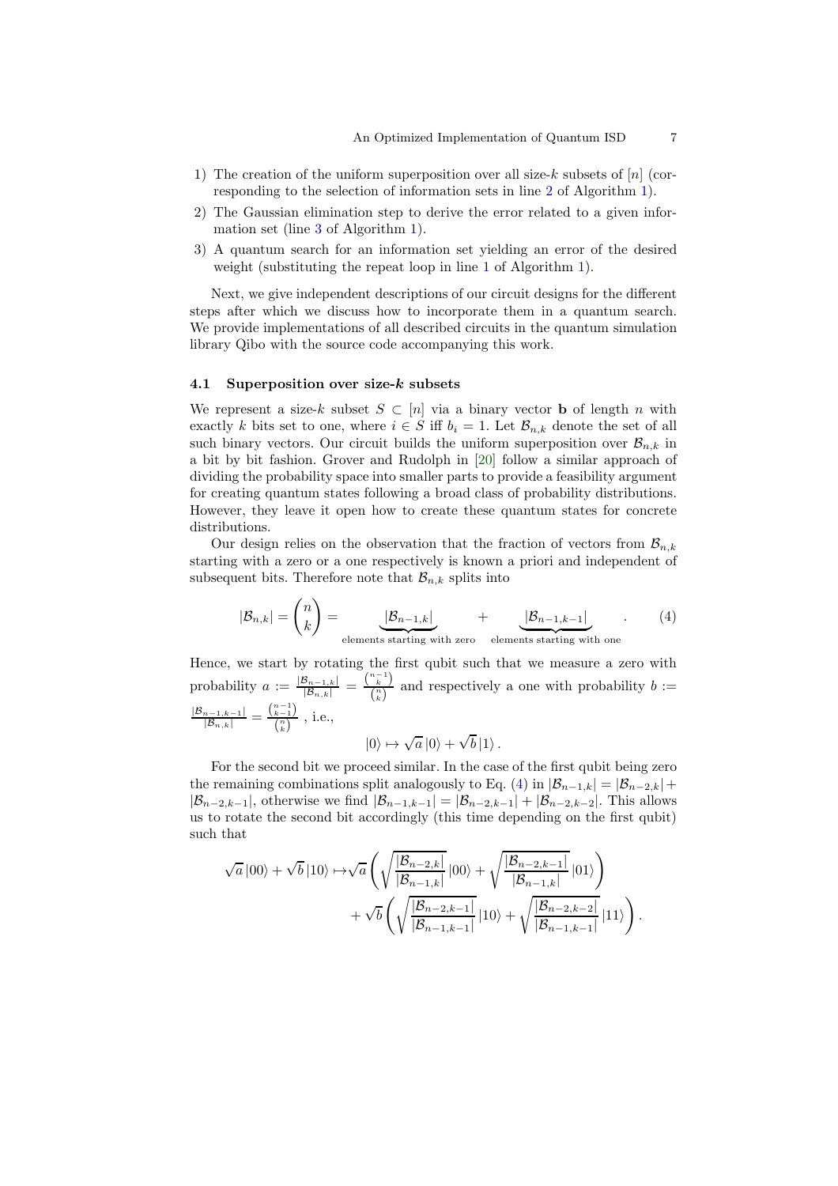1) The creation of the uniform superposition over all size-$k$ subsets of $[n]$ (corresponding to the selection of information sets in line 2 of Algorithm 1).
2) The Gaussian elimination step to derive the error related to a given information set (line 3 of Algorithm 1).
3) A quantum search for an information set yielding an error of the desired weight (substituting the repeat loop in line 1 of Algorithm 1).

Next, we give independent descriptions of our circuit designs for the different steps after which we discuss how to incorporate them in a quantum search. We provide implementations of all described circuits in the quantum simulation library Qibo with the source code accompanying this work.

### 4.1 Superposition over size-$k$ subsets

We represent a size-$k$ subset $S \subset [n]$ via a binary vector $\mathbf{b}$ of length $n$ with exactly $k$ bits set to one, where $i \in S$ iff $b_i = 1$. Let $\mathcal{B}_{n,k}$ denote the set of all such binary vectors. Our circuit builds the uniform superposition over $\mathcal{B}_{n,k}$ in a bit by bit fashion. Grover and Rudolph in [20] follow a similar approach of dividing the probability space into smaller parts to provide a feasibility argument for creating quantum states following a broad class of probability distributions. However, they leave it open how to create these quantum states for concrete distributions.

Our design relies on the observation that the fraction of vectors from $\mathcal{B}_{n,k}$ starting with a zero or a one respectively is known a priori and independent of subsequent bits. Therefore note that $\mathcal{B}_{n,k}$ splits into

$$|\mathcal{B}_{n,k}| = \binom{n}{k} = \underbrace{|\mathcal{B}_{n-1,k}|}_{\text{elements starting with zero}} + \underbrace{|\mathcal{B}_{n-1,k-1}|}_{\text{elements starting with one}} . \tag{4}$$

Hence, we start by rotating the first qubit such that we measure a zero with probability $a := \frac{|\mathcal{B}_{n-1,k}|}{|\mathcal{B}_{n,k}|} = \frac{\binom{n-1}{k}}{\binom{n}{k}}$ and respectively a one with probability $b := \frac{|\mathcal{B}_{n-1,k-1}|}{|\mathcal{B}_{n,k}|} = \frac{\binom{n-1}{k-1}}{\binom{n}{k}}$ , i.e.,

$$|0\rangle \mapsto \sqrt{a}\,|0\rangle + \sqrt{b}\,|1\rangle\,.$$

For the second bit we proceed similar. In the case of the first qubit being zero the remaining combinations split analogously to Eq. (4) in $|\mathcal{B}_{n-1,k}| = |\mathcal{B}_{n-2,k}| + |\mathcal{B}_{n-2,k-1}|$, otherwise we find $|\mathcal{B}_{n-1,k-1}| = |\mathcal{B}_{n-2,k-1}| + |\mathcal{B}_{n-2,k-2}|$. This allows us to rotate the second bit accordingly (this time depending on the first qubit) such that

$$\begin{aligned}
\sqrt{a}\,|00\rangle + \sqrt{b}\,|10\rangle \mapsto & \sqrt{a}\left(\sqrt{\frac{|\mathcal{B}_{n-2,k}|}{|\mathcal{B}_{n-1,k}|}}\,|00\rangle + \sqrt{\frac{|\mathcal{B}_{n-2,k-1}|}{|\mathcal{B}_{n-1,k}|}}\,|01\rangle\right) \\
& + \sqrt{b}\left(\sqrt{\frac{|\mathcal{B}_{n-2,k-1}|}{|\mathcal{B}_{n-1,k-1}|}}\,|10\rangle + \sqrt{\frac{|\mathcal{B}_{n-2,k-2}|}{|\mathcal{B}_{n-1,k-1}|}}\,|11\rangle\right).
\end{aligned}$$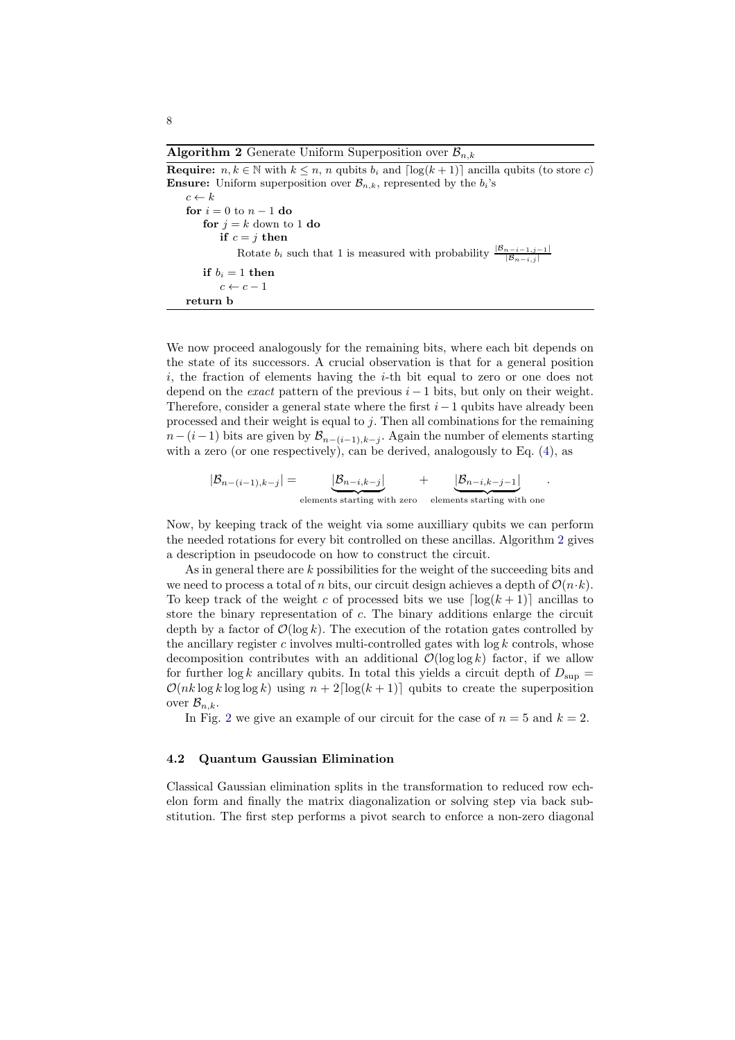**Algorithm 2** Generate Uniform Superposition over $\mathcal{B}_{n,k}$

**Require:** $n, k \in \mathbb{N}$ with $k \leq n$, $n$ qubits $b_i$ and $\lceil \log(k+1) \rceil$ ancilla qubits (to store $c$)
**Ensure:** Uniform superposition over $\mathcal{B}_{n,k}$, represented by the $b_i$'s

```
c ← k
for i = 0 to n − 1 do
    for j = k down to 1 do
        if c = j then
            Rotate b_i such that 1 is measured with probability |B_{n−i−1,j−1}| / |B_{n−i,j}|
    if b_i = 1 then
        c ← c − 1
return b
```

We now proceed analogously for the remaining bits, where each bit depends on the state of its successors. A crucial observation is that for a general position $i$, the fraction of elements having the $i$-th bit equal to zero or one does not depend on the *exact* pattern of the previous $i-1$ bits, but only on their weight. Therefore, consider a general state where the first $i-1$ qubits have already been processed and their weight is equal to $j$. Then all combinations for the remaining $n-(i-1)$ bits are given by $\mathcal{B}_{n-(i-1),k-j}$. Again the number of elements starting with a zero (or one respectively), can be derived, analogously to Eq. (4), as

$$|\mathcal{B}_{n-(i-1),k-j}| = \underbrace{|\mathcal{B}_{n-i,k-j}|}_{\text{elements starting with zero}} + \underbrace{|\mathcal{B}_{n-i,k-j-1}|}_{\text{elements starting with one}} .$$

Now, by keeping track of the weight via some auxilliary qubits we can perform the needed rotations for every bit controlled on these ancillas. Algorithm 2 gives a description in pseudocode on how to construct the circuit.

As in general there are $k$ possibilities for the weight of the succeeding bits and we need to process a total of $n$ bits, our circuit design achieves a depth of $\mathcal{O}(n \cdot k)$. To keep track of the weight $c$ of processed bits we use $\lceil \log(k+1) \rceil$ ancillas to store the binary representation of $c$. The binary additions enlarge the circuit depth by a factor of $\mathcal{O}(\log k)$. The execution of the rotation gates controlled by the ancillary register $c$ involves multi-controlled gates with $\log k$ controls, whose decomposition contributes with an additional $\mathcal{O}(\log \log k)$ factor, if we allow for further $\log k$ ancillary qubits. In total this yields a circuit depth of $D_{\text{sup}} = \mathcal{O}(nk \log k \log \log k)$ using $n + 2\lceil \log(k+1) \rceil$ qubits to create the superposition over $\mathcal{B}_{n,k}$.

In Fig. 2 we give an example of our circuit for the case of $n = 5$ and $k = 2$.

### 4.2 Quantum Gaussian Elimination

Classical Gaussian elimination splits in the transformation to reduced row echelon form and finally the matrix diagonalization or solving step via back substitution. The first step performs a pivot search to enforce a non-zero diagonal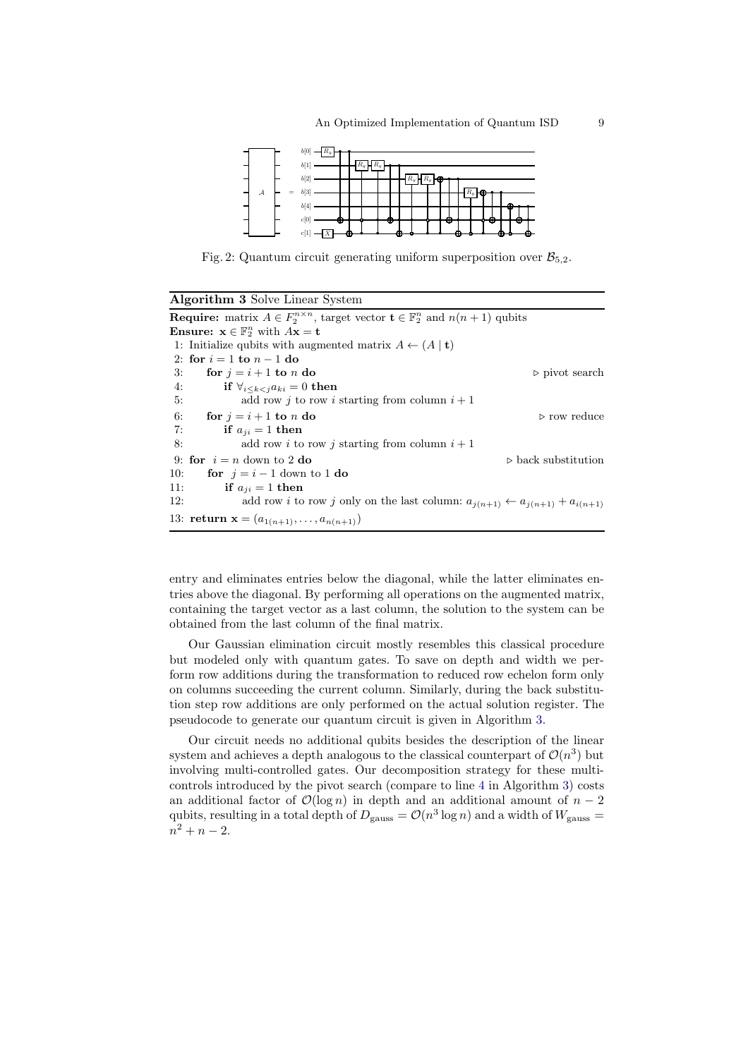Fig. 2: Quantum circuit generating uniform superposition over $\mathcal{B}_{5,2}$.

**Algorithm 3** Solve Linear System

```
Require: matrix A ∈ F_2^{n×n}, target vector t ∈ F_2^n and n(n+1) qubits
Ensure: x ∈ F_2^n with Ax = t
 1: Initialize qubits with augmented matrix A ← (A | t)
 2: for i = 1 to n − 1 do
 3:     for j = i + 1 to n do                                  ▷ pivot search
 4:         if ∀_{i≤k<j} a_{ki} = 0 then
 5:             add row j to row i starting from column i + 1
 6:     for j = i + 1 to n do                                  ▷ row reduce
 7:         if a_{ji} = 1 then
 8:             add row i to row j starting from column i + 1
 9: for i = n down to 2 do                                     ▷ back substitution
10:     for j = i − 1 down to 1 do
11:         if a_{ji} = 1 then
12:             add row i to row j only on the last column: a_{j(n+1)} ← a_{j(n+1)} + a_{i(n+1)}
13: return x = (a_{1(n+1)}, ..., a_{n(n+1)})
```

entry and eliminates entries below the diagonal, while the latter eliminates entries above the diagonal. By performing all operations on the augmented matrix, containing the target vector as a last column, the solution to the system can be obtained from the last column of the final matrix.

Our Gaussian elimination circuit mostly resembles this classical procedure but modeled only with quantum gates. To save on depth and width we perform row additions during the transformation to reduced row echelon form only on columns succeeding the current column. Similarly, during the back substitution step row additions are only performed on the actual solution register. The pseudocode to generate our quantum circuit is given in Algorithm 3.

Our circuit needs no additional qubits besides the description of the linear system and achieves a depth analogous to the classical counterpart of $\mathcal{O}(n^3)$ but involving multi-controlled gates. Our decomposition strategy for these multi-controls introduced by the pivot search (compare to line 4 in Algorithm 3) costs an additional factor of $\mathcal{O}(\log n)$ in depth and an additional amount of $n - 2$ qubits, resulting in a total depth of $D_{\text{gauss}} = \mathcal{O}(n^3 \log n)$ and a width of $W_{\text{gauss}} = n^2 + n - 2$.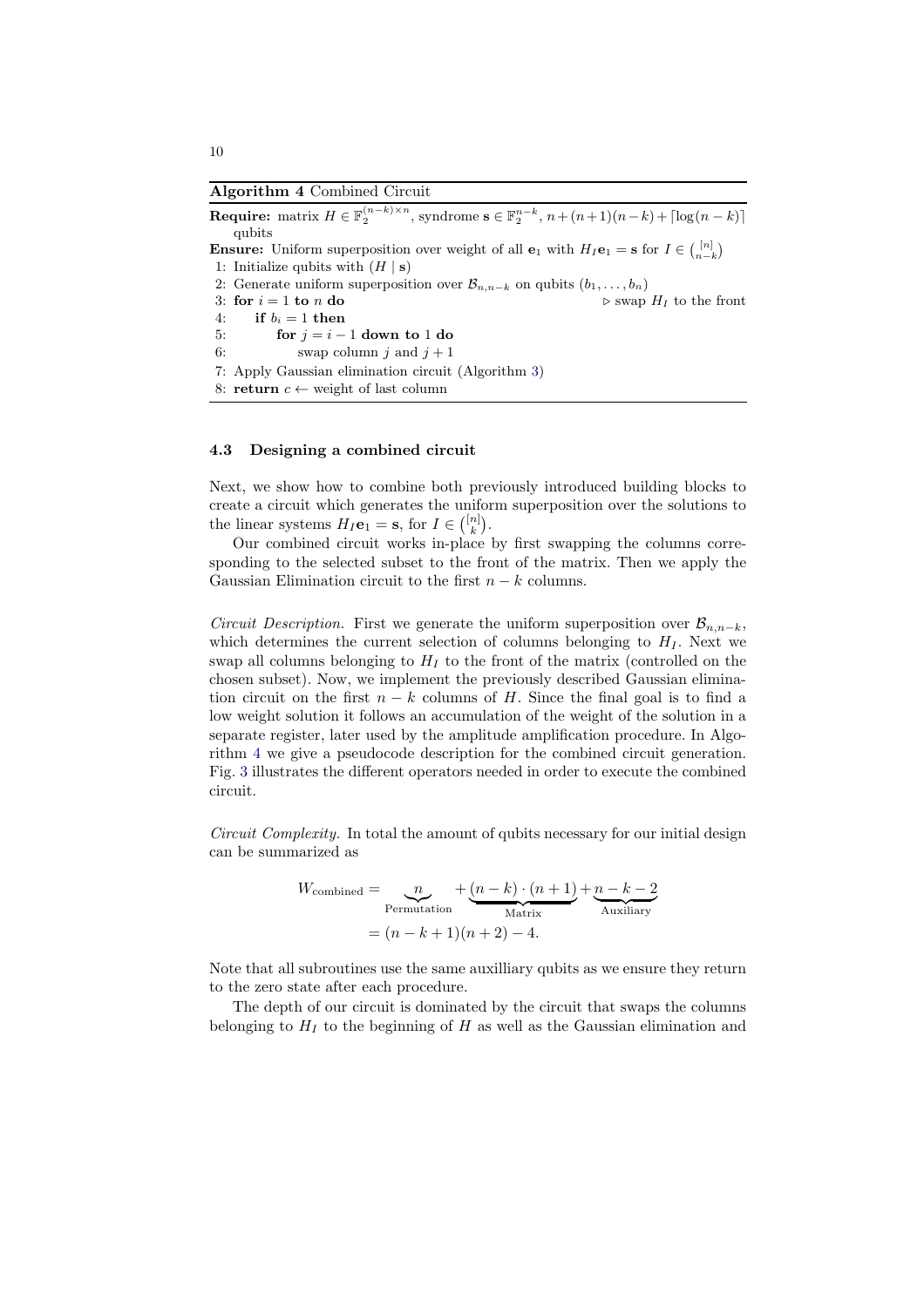**Algorithm 4** Combined Circuit

**Require:** matrix $H \in \mathbb{F}_2^{(n-k)\times n}$, syndrome $\mathbf{s} \in \mathbb{F}_2^{n-k}$, $n+(n+1)(n-k)+\lceil \log(n-k) \rceil$ qubits

**Ensure:** Uniform superposition over weight of all $\mathbf{e}_1$ with $H_I\mathbf{e}_1 = \mathbf{s}$ for $I \in \binom{[n]}{n-k}$

```
1: Initialize qubits with (H | s)
2: Generate uniform superposition over B_{n,n-k} on qubits (b_1, ..., b_n)
3: for i = 1 to n do                                  ▷ swap H_I to the front
4:     if b_i = 1 then
5:         for j = i − 1 down to 1 do
6:             swap column j and j + 1
7: Apply Gaussian elimination circuit (Algorithm 3)
8: return c ← weight of last column
```

### 4.3 Designing a combined circuit

Next, we show how to combine both previously introduced building blocks to create a circuit which generates the uniform superposition over the solutions to the linear systems $H_I\mathbf{e}_1 = \mathbf{s}$, for $I \in \binom{[n]}{k}$.

Our combined circuit works in-place by first swapping the columns corresponding to the selected subset to the front of the matrix. Then we apply the Gaussian Elimination circuit to the first $n-k$ columns.

*Circuit Description.* First we generate the uniform superposition over $\mathcal{B}_{n,n-k}$, which determines the current selection of columns belonging to $H_I$. Next we swap all columns belonging to $H_I$ to the front of the matrix (controlled on the chosen subset). Now, we implement the previously described Gaussian elimination circuit on the first $n-k$ columns of $H$. Since the final goal is to find a low weight solution it follows an accumulation of the weight of the solution in a separate register, later used by the amplitude amplification procedure. In Algorithm 4 we give a pseudocode description for the combined circuit generation. Fig. 3 illustrates the different operators needed in order to execute the combined circuit.

*Circuit Complexity.* In total the amount of qubits necessary for our initial design can be summarized as

$$
\begin{aligned}
W_{\text{combined}} &= \underbrace{n}_{\text{Permutation}} + \underbrace{(n-k)\cdot(n+1)}_{\text{Matrix}} + \underbrace{n-k-2}_{\text{Auxiliary}} \\
&= (n-k+1)(n+2)-4.
\end{aligned}
$$

Note that all subroutines use the same auxilliary qubits as we ensure they return to the zero state after each procedure.

The depth of our circuit is dominated by the circuit that swaps the columns belonging to $H_I$ to the beginning of $H$ as well as the Gaussian elimination and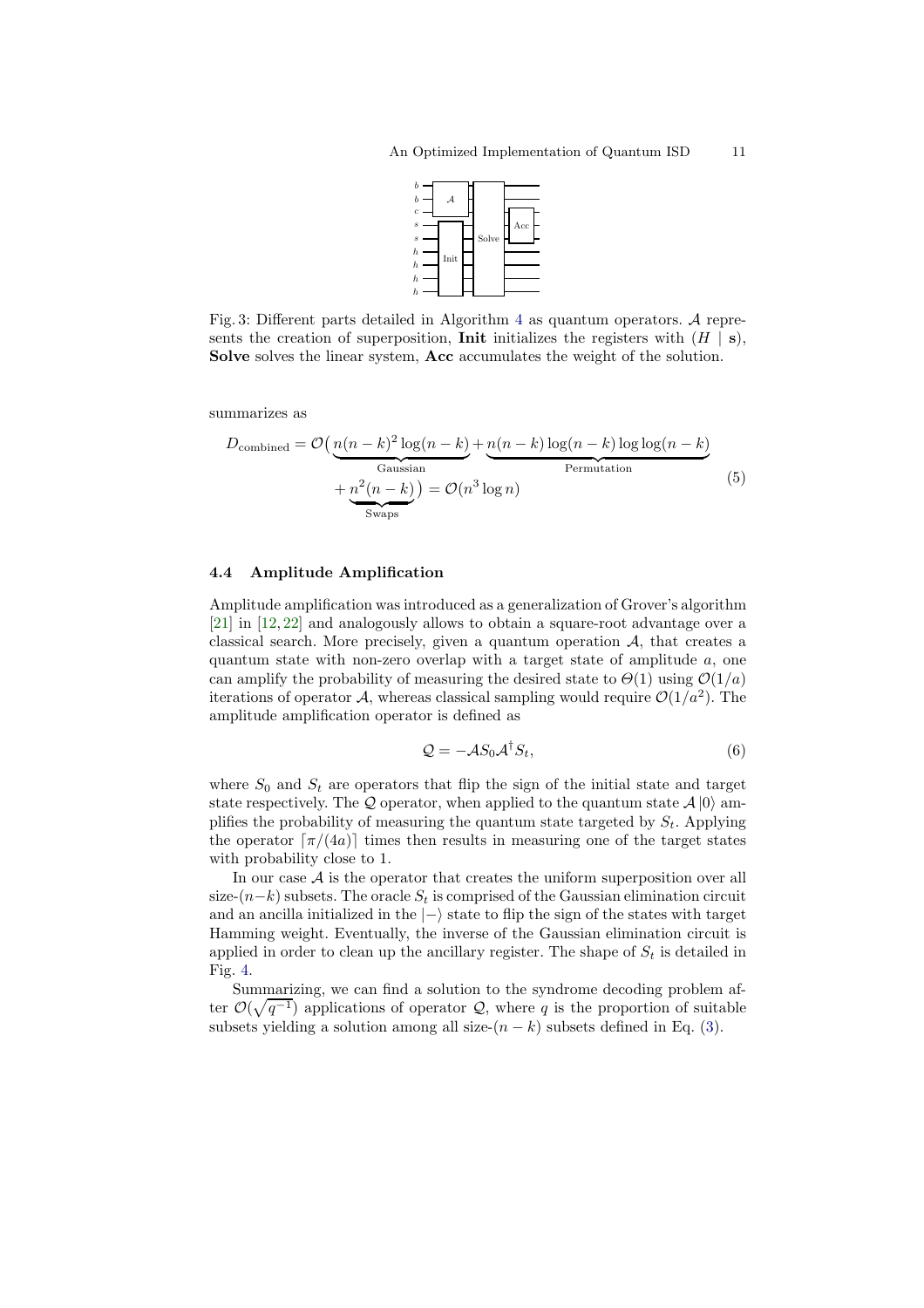Fig. 3: Different parts detailed in Algorithm 4 as quantum operators. $\mathcal{A}$ represents the creation of superposition, **Init** initializes the registers with $(H \mid \mathbf{s})$, **Solve** solves the linear system, **Acc** accumulates the weight of the solution.

summarizes as

$$D_{\text{combined}} = \mathcal{O}\big(\underbrace{n(n-k)^2 \log(n-k)}_{\text{Gaussian}} + \underbrace{n(n-k)\log(n-k)\log\log(n-k)}_{\text{Permutation}} + \underbrace{n^2(n-k)}_{\text{Swaps}}\big) = \mathcal{O}(n^3 \log n) \tag{5}$$

### 4.4 Amplitude Amplification

Amplitude amplification was introduced as a generalization of Grover's algorithm [21] in [12, 22] and analogously allows to obtain a square-root advantage over a classical search. More precisely, given a quantum operation $\mathcal{A}$, that creates a quantum state with non-zero overlap with a target state of amplitude $a$, one can amplify the probability of measuring the desired state to $\Theta(1)$ using $\mathcal{O}(1/a)$ iterations of operator $\mathcal{A}$, whereas classical sampling would require $\mathcal{O}(1/a^2)$. The amplitude amplification operator is defined as

$$\mathcal{Q} = -\mathcal{A} S_0 \mathcal{A}^\dagger S_t, \tag{6}$$

where $S_0$ and $S_t$ are operators that flip the sign of the initial state and target state respectively. The $\mathcal{Q}$ operator, when applied to the quantum state $\mathcal{A}|0\rangle$ amplifies the probability of measuring the quantum state targeted by $S_t$. Applying the operator $\lceil \pi/(4a) \rceil$ times then results in measuring one of the target states with probability close to 1.

In our case $\mathcal{A}$ is the operator that creates the uniform superposition over all size-$(n-k)$ subsets. The oracle $S_t$ is comprised of the Gaussian elimination circuit and an ancilla initialized in the $|-\rangle$ state to flip the sign of the states with target Hamming weight. Eventually, the inverse of the Gaussian elimination circuit is applied in order to clean up the ancillary register. The shape of $S_t$ is detailed in Fig. 4.

Summarizing, we can find a solution to the syndrome decoding problem after $\mathcal{O}(\sqrt{q^{-1}})$ applications of operator $\mathcal{Q}$, where $q$ is the proportion of suitable subsets yielding a solution among all size-$(n-k)$ subsets defined in Eq. (3).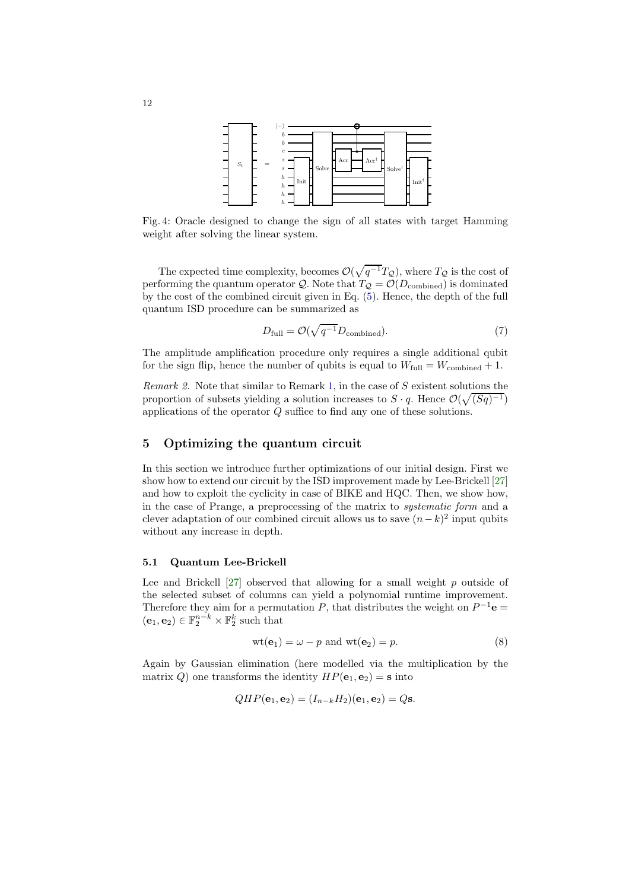Fig. 4: Oracle designed to change the sign of all states with target Hamming weight after solving the linear system.

The expected time complexity, becomes $\mathcal{O}(\sqrt{q^{-1}}T_{\mathcal{Q}})$, where $T_{\mathcal{Q}}$ is the cost of performing the quantum operator $\mathcal{Q}$. Note that $T_{\mathcal{Q}} = \mathcal{O}(D_{\text{combined}})$ is dominated by the cost of the combined circuit given in Eq. (5). Hence, the depth of the full quantum ISD procedure can be summarized as

$$D_{\text{full}} = \mathcal{O}(\sqrt{q^{-1}}D_{\text{combined}}). \tag{7}$$

The amplitude amplification procedure only requires a single additional qubit for the sign flip, hence the number of qubits is equal to $W_{\text{full}} = W_{\text{combined}} + 1$.

*Remark 2.* Note that similar to Remark 1, in the case of $S$ existent solutions the proportion of subsets yielding a solution increases to $S \cdot q$. Hence $\mathcal{O}(\sqrt{(Sq)^{-1}})$ applications of the operator $Q$ suffice to find any one of these solutions.

## 5 Optimizing the quantum circuit

In this section we introduce further optimizations of our initial design. First we show how to extend our circuit by the ISD improvement made by Lee-Brickell [27] and how to exploit the cyclicity in case of BIKE and HQC. Then, we show how, in the case of Prange, a preprocessing of the matrix to *systematic form* and a clever adaptation of our combined circuit allows us to save $(n-k)^2$ input qubits without any increase in depth.

### 5.1 Quantum Lee-Brickell

Lee and Brickell [27] observed that allowing for a small weight $p$ outside of the selected subset of columns can yield a polynomial runtime improvement. Therefore they aim for a permutation $P$, that distributes the weight on $P^{-1}\mathbf{e} = (\mathbf{e}_1, \mathbf{e}_2) \in \mathbb{F}_2^{n-k} \times \mathbb{F}_2^k$ such that

$$\text{wt}(\mathbf{e}_1) = \omega - p \text{ and } \text{wt}(\mathbf{e}_2) = p. \tag{8}$$

Again by Gaussian elimination (here modelled via the multiplication by the matrix $Q$) one transforms the identity $HP(\mathbf{e}_1, \mathbf{e}_2) = \mathbf{s}$ into

$$QHP(\mathbf{e}_1, \mathbf{e}_2) = (I_{n-k} H_2)(\mathbf{e}_1, \mathbf{e}_2) = Q\mathbf{s}.$$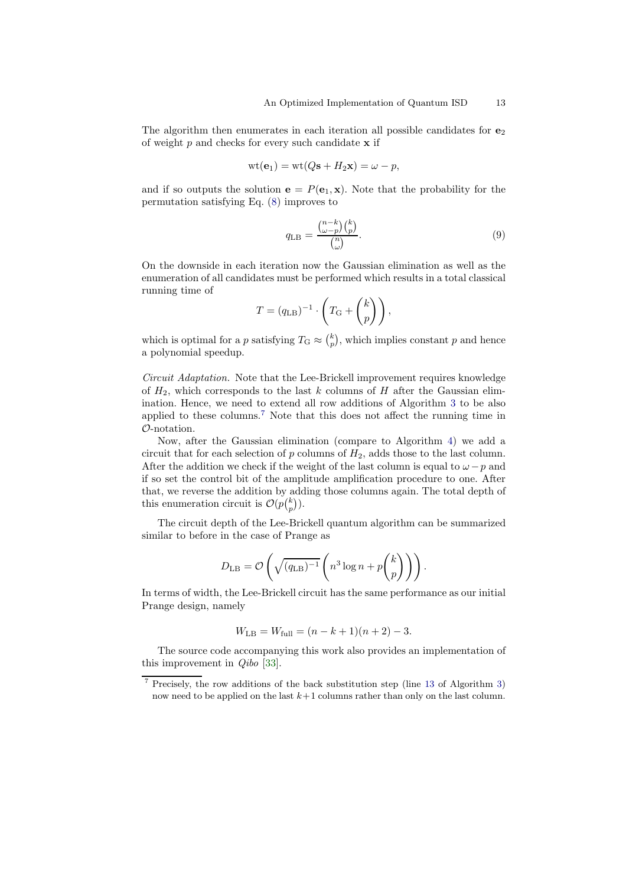The algorithm then enumerates in each iteration all possible candidates for $\mathbf{e}_2$ of weight $p$ and checks for every such candidate $\mathbf{x}$ if

$$\mathrm{wt}(\mathbf{e}_1) = \mathrm{wt}(Q\mathbf{s} + H_2\mathbf{x}) = \omega - p,$$

and if so outputs the solution $\mathbf{e} = P(\mathbf{e}_1, \mathbf{x})$. Note that the probability for the permutation satisfying Eq. (8) improves to

$$q_{\mathrm{LB}} = \frac{\binom{n-k}{\omega-p}\binom{k}{p}}{\binom{n}{\omega}}. \tag{9}$$

On the downside in each iteration now the Gaussian elimination as well as the enumeration of all candidates must be performed which results in a total classical running time of

$$T = (q_{\mathrm{LB}})^{-1} \cdot \left(T_{\mathrm{G}} + \binom{k}{p}\right),$$

which is optimal for a $p$ satisfying $T_{\mathrm{G}} \approx \binom{k}{p}$, which implies constant $p$ and hence a polynomial speedup.

*Circuit Adaptation.* Note that the Lee-Brickell improvement requires knowledge of $H_2$, which corresponds to the last $k$ columns of $H$ after the Gaussian elimination. Hence, we need to extend all row additions of Algorithm 3 to be also applied to these columns.[7] Note that this does not affect the running time in $\mathcal{O}$-notation.

Now, after the Gaussian elimination (compare to Algorithm 4) we add a circuit that for each selection of $p$ columns of $H_2$, adds those to the last column. After the addition we check if the weight of the last column is equal to $\omega - p$ and if so set the control bit of the amplitude amplification procedure to one. After that, we reverse the addition by adding those columns again. The total depth of this enumeration circuit is $\mathcal{O}(p\binom{k}{p})$.

The circuit depth of the Lee-Brickell quantum algorithm can be summarized similar to before in the case of Prange as

$$D_{\mathrm{LB}} = \mathcal{O}\left(\sqrt{(q_{\mathrm{LB}})^{-1}}\left(n^3 \log n + p\binom{k}{p}\right)\right).$$

In terms of width, the Lee-Brickell circuit has the same performance as our initial Prange design, namely

$$W_{\mathrm{LB}} = W_{\mathrm{full}} = (n-k+1)(n+2) - 3.$$

The source code accompanying this work also provides an implementation of this improvement in *Qibo* [33].

[7] Precisely, the row additions of the back substitution step (line 13 of Algorithm 3) now need to be applied on the last $k+1$ columns rather than only on the last column.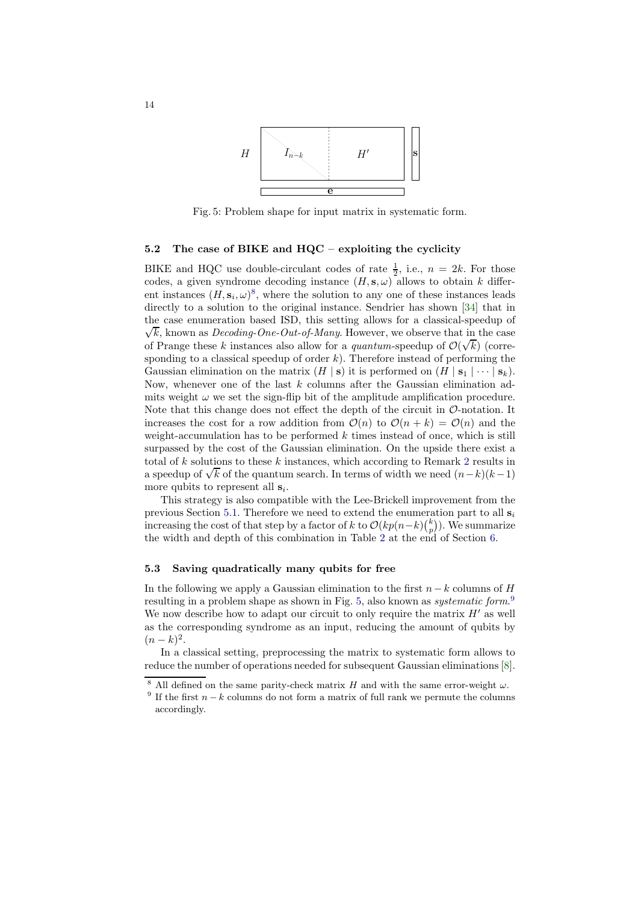Fig. 5: Problem shape for input matrix in systematic form.

### 5.2 The case of BIKE and HQC – exploiting the cyclicity

BIKE and HQC use double-circulant codes of rate $\frac{1}{2}$, i.e., $n = 2k$. For those codes, a given syndrome decoding instance $(H, \mathbf{s}, \omega)$ allows to obtain $k$ different instances $(H, \mathbf{s}_i, \omega)$[8], where the solution to any one of these instances leads directly to a solution to the original instance. Sendrier has shown [34] that in the case enumeration based ISD, this setting allows for a classical-speedup of $\sqrt{k}$, known as *Decoding-One-Out-of-Many*. However, we observe that in the case of Prange these $k$ instances also allow for a *quantum*-speedup of $\mathcal{O}(\sqrt{k})$ (corresponding to a classical speedup of order $k$). Therefore instead of performing the Gaussian elimination on the matrix $(H \mid \mathbf{s})$ it is performed on $(H \mid \mathbf{s}_1 \mid \cdots \mid \mathbf{s}_k)$. Now, whenever one of the last $k$ columns after the Gaussian elimination admits weight $\omega$ we set the sign-flip bit of the amplitude amplification procedure. Note that this change does not effect the depth of the circuit in $\mathcal{O}$-notation. It increases the cost for a row addition from $\mathcal{O}(n)$ to $\mathcal{O}(n + k) = \mathcal{O}(n)$ and the weight-accumulation has to be performed $k$ times instead of once, which is still surpassed by the cost of the Gaussian elimination. On the upside there exist a total of $k$ solutions to these $k$ instances, which according to Remark 2 results in a speedup of $\sqrt{k}$ of the quantum search. In terms of width we need $(n-k)(k-1)$ more qubits to represent all $\mathbf{s}_i$.

This strategy is also compatible with the Lee-Brickell improvement from the previous Section 5.1. Therefore we need to extend the enumeration part to all $\mathbf{s}_i$ increasing the cost of that step by a factor of $k$ to $\mathcal{O}(kp(n-k)\binom{k}{p})$. We summarize the width and depth of this combination in Table 2 at the end of Section 6.

### 5.3 Saving quadratically many qubits for free

In the following we apply a Gaussian elimination to the first $n-k$ columns of $H$ resulting in a problem shape as shown in Fig. 5, also known as *systematic form*.[9] We now describe how to adapt our circuit to only require the matrix $H'$ as well as the corresponding syndrome as an input, reducing the amount of qubits by $(n-k)^2$.

In a classical setting, preprocessing the matrix to systematic form allows to reduce the number of operations needed for subsequent Gaussian eliminations [8].

[8] All defined on the same parity-check matrix $H$ and with the same error-weight $\omega$.

[9] If the first $n-k$ columns do not form a matrix of full rank we permute the columns accordingly.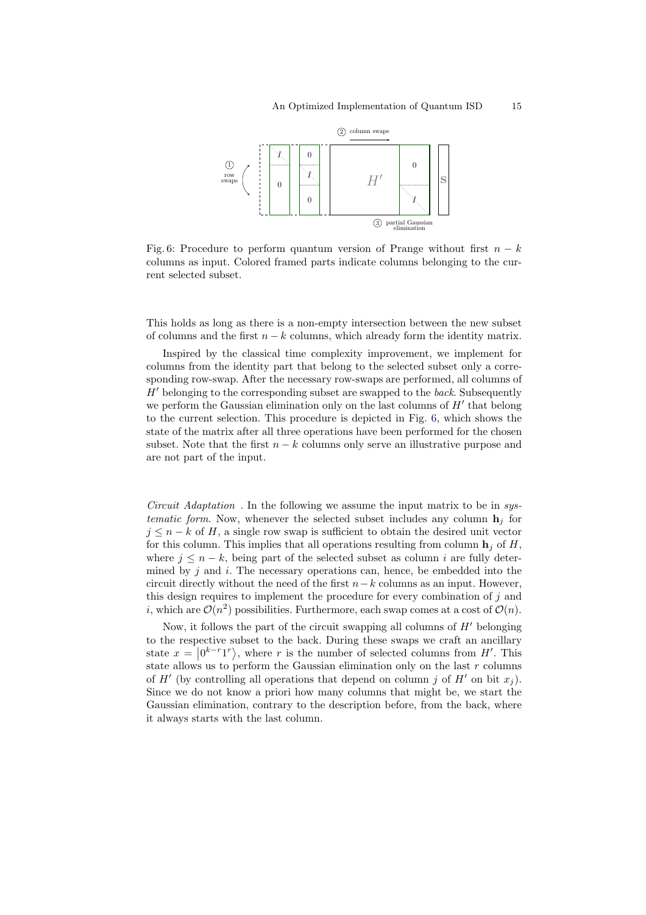Fig. 6: Procedure to perform quantum version of Prange without first $n-k$ columns as input. Colored framed parts indicate columns belonging to the current selected subset.

This holds as long as there is a non-empty intersection between the new subset of columns and the first $n-k$ columns, which already form the identity matrix.

Inspired by the classical time complexity improvement, we implement for columns from the identity part that belong to the selected subset only a corresponding row-swap. After the necessary row-swaps are performed, all columns of $H'$ belonging to the corresponding subset are swapped to the *back*. Subsequently we perform the Gaussian elimination only on the last columns of $H'$ that belong to the current selection. This procedure is depicted in Fig. 6, which shows the state of the matrix after all three operations have been performed for the chosen subset. Note that the first $n-k$ columns only serve an illustrative purpose and are not part of the input.

*Circuit Adaptation* . In the following we assume the input matrix to be in *systematic form*. Now, whenever the selected subset includes any column $\mathbf{h}_j$ for $j \leq n-k$ of $H$, a single row swap is sufficient to obtain the desired unit vector for this column. This implies that all operations resulting from column $\mathbf{h}_j$ of $H$, where $j \leq n-k$, being part of the selected subset as column $i$ are fully determined by $j$ and $i$. The necessary operations can, hence, be embedded into the circuit directly without the need of the first $n-k$ columns as an input. However, this design requires to implement the procedure for every combination of $j$ and $i$, which are $\mathcal{O}(n^2)$ possibilities. Furthermore, each swap comes at a cost of $\mathcal{O}(n)$.

Now, it follows the part of the circuit swapping all columns of $H'$ belonging to the respective subset to the back. During these swaps we craft an ancillary state $x = |0^{k-r}1^r\rangle$, where $r$ is the number of selected columns from $H'$. This state allows us to perform the Gaussian elimination only on the last $r$ columns of $H'$ (by controlling all operations that depend on column $j$ of $H'$ on bit $x_j$). Since we do not know a priori how many columns that might be, we start the Gaussian elimination, contrary to the description before, from the back, where it always starts with the last column.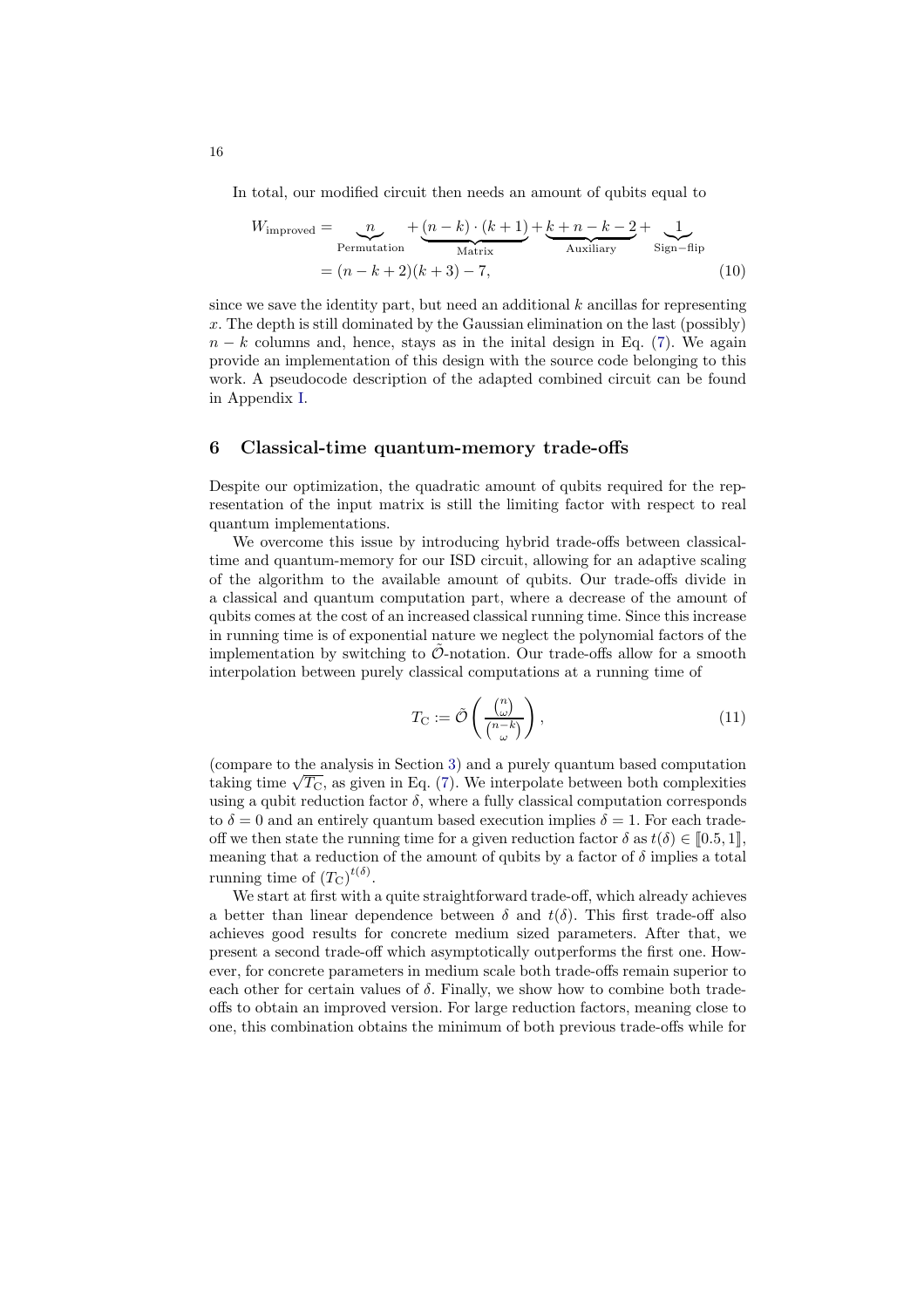In total, our modified circuit then needs an amount of qubits equal to

$$
\begin{aligned}
W_{\text{improved}} &= \underbrace{n}_{\text{Permutation}} + \underbrace{(n-k)\cdot(k+1)}_{\text{Matrix}} + \underbrace{k+n-k-2}_{\text{Auxiliary}} + \underbrace{1}_{\text{Sign-flip}} \\
&= (n-k+2)(k+3)-7,
\end{aligned}
\tag{10}
$$

since we save the identity part, but need an additional $k$ ancillas for representing $x$. The depth is still dominated by the Gaussian elimination on the last (possibly) $n-k$ columns and, hence, stays as in the inital design in Eq. (7). We again provide an implementation of this design with the source code belonging to this work. A pseudocode description of the adapted combined circuit can be found in Appendix I.

## 6 Classical-time quantum-memory trade-offs

Despite our optimization, the quadratic amount of qubits required for the representation of the input matrix is still the limiting factor with respect to real quantum implementations.

We overcome this issue by introducing hybrid trade-offs between classical-time and quantum-memory for our ISD circuit, allowing for an adaptive scaling of the algorithm to the available amount of qubits. Our trade-offs divide in a classical and quantum computation part, where a decrease of the amount of qubits comes at the cost of an increased classical running time. Since this increase in running time is of exponential nature we neglect the polynomial factors of the implementation by switching to $\tilde{\mathcal{O}}$-notation. Our trade-offs allow for a smooth interpolation between purely classical computations at a running time of

$$
T_{\mathrm{C}} := \tilde{\mathcal{O}}\left(\frac{\binom{n}{\omega}}{\binom{n-k}{\omega}}\right),
\tag{11}
$$

(compare to the analysis in Section 3) and a purely quantum based computation taking time $\sqrt{T_{\mathrm{C}}}$, as given in Eq. (7). We interpolate between both complexities using a qubit reduction factor $\delta$, where a fully classical computation corresponds to $\delta = 0$ and an entirely quantum based execution implies $\delta = 1$. For each trade-off we then state the running time for a given reduction factor $\delta$ as $t(\delta) \in [\![0.5, 1]\!]$, meaning that a reduction of the amount of qubits by a factor of $\delta$ implies a total running time of $(T_{\mathrm{C}})^{t(\delta)}$.

We start at first with a quite straightforward trade-off, which already achieves a better than linear dependence between $\delta$ and $t(\delta)$. This first trade-off also achieves good results for concrete medium sized parameters. After that, we present a second trade-off which asymptotically outperforms the first one. However, for concrete parameters in medium scale both trade-offs remain superior to each other for certain values of $\delta$. Finally, we show how to combine both trade-offs to obtain an improved version. For large reduction factors, meaning close to one, this combination obtains the minimum of both previous trade-offs while for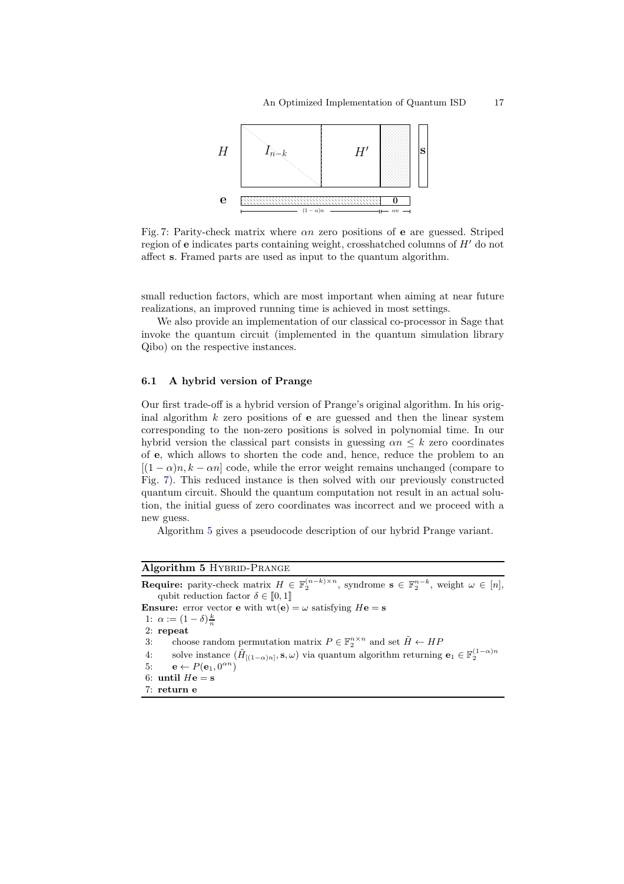Fig. 7: Parity-check matrix where $\alpha n$ zero positions of $\mathbf{e}$ are guessed. Striped region of $\mathbf{e}$ indicates parts containing weight, crosshatched columns of $H'$ do not affect $\mathbf{s}$. Framed parts are used as input to the quantum algorithm.

small reduction factors, which are most important when aiming at near future realizations, an improved running time is achieved in most settings.

We also provide an implementation of our classical co-processor in Sage that invoke the quantum circuit (implemented in the quantum simulation library Qibo) on the respective instances.

### 6.1 A hybrid version of Prange

Our first trade-off is a hybrid version of Prange's original algorithm. In his original algorithm $k$ zero positions of $\mathbf{e}$ are guessed and then the linear system corresponding to the non-zero positions is solved in polynomial time. In our hybrid version the classical part consists in guessing $\alpha n \leq k$ zero coordinates of $\mathbf{e}$, which allows to shorten the code and, hence, reduce the problem to an $[(1-\alpha)n, k - \alpha n]$ code, while the error weight remains unchanged (compare to Fig. 7). This reduced instance is then solved with our previously constructed quantum circuit. Should the quantum computation not result in an actual solution, the initial guess of zero coordinates was incorrect and we proceed with a new guess.

Algorithm 5 gives a pseudocode description of our hybrid Prange variant.

**Algorithm 5** HYBRID-PRANGE

**Require:** parity-check matrix $H \in \mathbb{F}_2^{(n-k)\times n}$, syndrome $\mathbf{s} \in \mathbb{F}_2^{n-k}$, weight $\omega \in [n]$, qubit reduction factor $\delta \in [\![0, 1]\!]$

**Ensure:** error vector $\mathbf{e}$ with $\mathrm{wt}(\mathbf{e}) = \omega$ satisfying $H\mathbf{e} = \mathbf{s}$

1: $\alpha := (1-\delta)\frac{k}{n}$
2: **repeat**
3: choose random permutation matrix $P \in \mathbb{F}_2^{n\times n}$ and set $\tilde{H} \leftarrow HP$
4: solve instance $(\tilde{H}_{[(1-\alpha)n]}, \mathbf{s}, \omega)$ via quantum algorithm returning $\mathbf{e}_1 \in \mathbb{F}_2^{(1-\alpha)n}$
5: $\mathbf{e} \leftarrow P(\mathbf{e}_1, 0^{\alpha n})$
6: **until** $H\mathbf{e} = \mathbf{s}$
7: **return** $\mathbf{e}$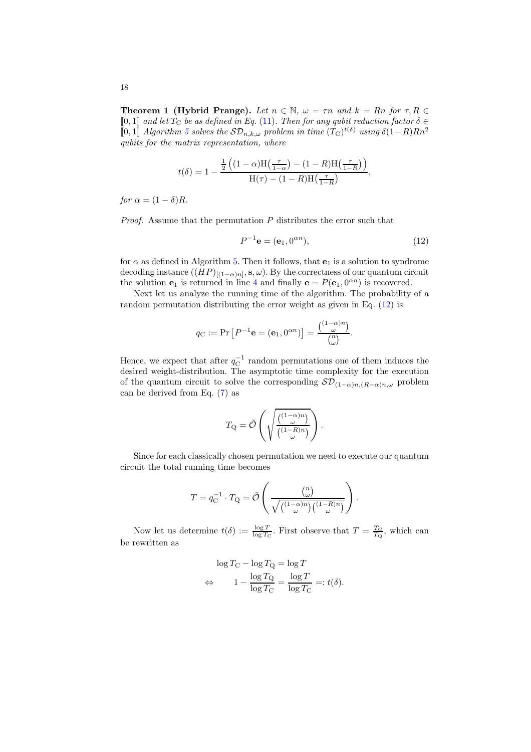**Theorem 1 (Hybrid Prange).** *Let $n \in \mathbb{N}$, $\omega = \tau n$ and $k = Rn$ for $\tau, R \in [\![0,1]\!]$ and let $T_\mathrm{C}$ be as defined in Eq. (11). Then for any qubit reduction factor $\delta \in [\![0,1]\!]$ Algorithm 5 solves the $\mathcal{SD}_{n,k,\omega}$ problem in time $(T_\mathrm{C})^{t(\delta)}$ using $\delta(1-R)Rn^2$ qubits for the matrix representation, where*

$$
t(\delta) = 1 - \frac{\frac{1}{2}\left((1-\alpha)\mathrm{H}\left(\frac{\tau}{1-\alpha}\right) - (1-R)\mathrm{H}\left(\frac{\tau}{1-R}\right)\right)}{\mathrm{H}(\tau) - (1-R)\mathrm{H}\left(\frac{\tau}{1-R}\right)},
$$

*for $\alpha = (1-\delta)R$.*

*Proof.* Assume that the permutation $P$ distributes the error such that

$$
P^{-1}\mathbf{e} = (\mathbf{e}_1, 0^{\alpha n}), \tag{12}
$$

for $\alpha$ as defined in Algorithm 5. Then it follows, that $\mathbf{e}_1$ is a solution to syndrome decoding instance $((HP)_{[(1-\alpha)n]}, \mathbf{s}, \omega)$. By the correctness of our quantum circuit the solution $\mathbf{e}_1$ is returned in line 4 and finally $\mathbf{e} = P(\mathbf{e}_1, 0^{\alpha n})$ is recovered.

Next let us analyze the running time of the algorithm. The probability of a random permutation distributing the error weight as given in Eq. (12) is

$$
q_\mathrm{C} := \Pr\left[P^{-1}\mathbf{e} = (\mathbf{e}_1, 0^{\alpha n})\right] = \frac{\binom{(1-\alpha)n}{\omega}}{\binom{n}{\omega}}.
$$

Hence, we expect that after $q_\mathrm{C}^{-1}$ random permutations one of them induces the desired weight-distribution. The asymptotic time complexity for the execution of the quantum circuit to solve the corresponding $\mathcal{SD}_{(1-\alpha)n,(R-\alpha)n,\omega}$ problem can be derived from Eq. (7) as

$$
T_\mathrm{Q} = \tilde{\mathcal{O}}\left(\sqrt{\frac{\binom{(1-\alpha)n}{\omega}}{\binom{(1-R)n}{\omega}}}\right).
$$

Since for each classically chosen permutation we need to execute our quantum circuit the total running time becomes

$$
T = q_\mathrm{C}^{-1} \cdot T_\mathrm{Q} = \tilde{\mathcal{O}}\left(\frac{\binom{n}{\omega}}{\sqrt{\binom{(1-\alpha)n}{\omega}\binom{(1-R)n}{\omega}}}\right).
$$

Now let us determine $t(\delta) := \frac{\log T}{\log T_\mathrm{C}}$. First observe that $T = \frac{T_\mathrm{C}}{T_\mathrm{Q}}$, which can be rewritten as

$$
\begin{aligned}
\log T_\mathrm{C} - \log T_\mathrm{Q} &= \log T \\
\Leftrightarrow \qquad 1 - \frac{\log T_\mathrm{Q}}{\log T_\mathrm{C}} &= \frac{\log T}{\log T_\mathrm{C}} =: t(\delta).
\end{aligned}
$$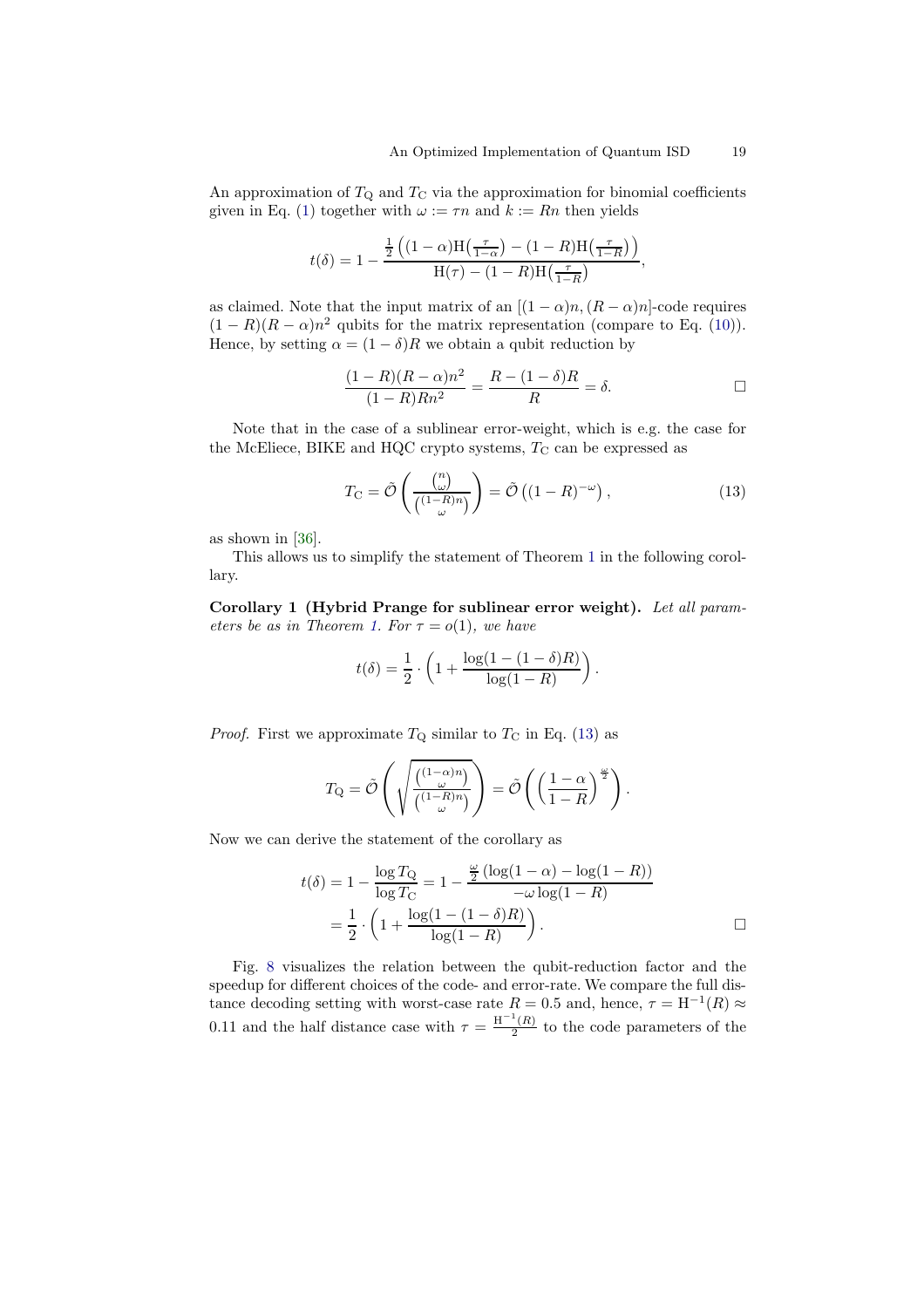An approximation of $T_{\mathrm{Q}}$ and $T_{\mathrm{C}}$ via the approximation for binomial coefficients given in Eq. (1) together with $\omega := \tau n$ and $k := Rn$ then yields

$$t(\delta) = 1 - \frac{\frac{1}{2}\left((1-\alpha)\mathrm{H}\left(\frac{\tau}{1-\alpha}\right) - (1-R)\mathrm{H}\left(\frac{\tau}{1-R}\right)\right)}{\mathrm{H}(\tau) - (1-R)\mathrm{H}\left(\frac{\tau}{1-R}\right)},$$

as claimed. Note that the input matrix of an $[(1-\alpha)n, (R-\alpha)n]$-code requires $(1-R)(R-\alpha)n^2$ qubits for the matrix representation (compare to Eq. (10)). Hence, by setting $\alpha = (1-\delta)R$ we obtain a qubit reduction by

$$\frac{(1-R)(R-\alpha)n^2}{(1-R)Rn^2} = \frac{R-(1-\delta)R}{R} = \delta. \qquad \square$$

Note that in the case of a sublinear error-weight, which is e.g. the case for the McEliece, BIKE and HQC crypto systems, $T_{\mathrm{C}}$ can be expressed as

$$T_{\mathrm{C}} = \tilde{\mathcal{O}}\left(\frac{\binom{n}{\omega}}{\binom{(1-R)n}{\omega}}\right) = \tilde{\mathcal{O}}\left((1-R)^{-\omega}\right), \tag{13}$$

as shown in [36].

This allows us to simplify the statement of Theorem 1 in the following corollary.

**Corollary 1 (Hybrid Prange for sublinear error weight).** *Let all parameters be as in Theorem 1. For $\tau = o(1)$, we have*

$$t(\delta) = \frac{1}{2} \cdot \left(1 + \frac{\log(1-(1-\delta)R)}{\log(1-R)}\right).$$

*Proof.* First we approximate $T_{\mathrm{Q}}$ similar to $T_{\mathrm{C}}$ in Eq. (13) as

$$T_{\mathrm{Q}} = \tilde{\mathcal{O}}\left(\sqrt{\frac{\binom{(1-\alpha)n}{\omega}}{\binom{(1-R)n}{\omega}}}\right) = \tilde{\mathcal{O}}\left(\left(\frac{1-\alpha}{1-R}\right)^{\frac{\omega}{2}}\right).$$

Now we can derive the statement of the corollary as

$$\begin{aligned} t(\delta) &= 1 - \frac{\log T_{\mathrm{Q}}}{\log T_{\mathrm{C}}} = 1 - \frac{\frac{\omega}{2}\left(\log(1-\alpha) - \log(1-R)\right)}{-\omega \log(1-R)} \\ &= \frac{1}{2} \cdot \left(1 + \frac{\log(1-(1-\delta)R)}{\log(1-R)}\right). \end{aligned} \qquad \square$$

Fig. 8 visualizes the relation between the qubit-reduction factor and the speedup for different choices of the code- and error-rate. We compare the full distance decoding setting with worst-case rate $R = 0.5$ and, hence, $\tau = \mathrm{H}^{-1}(R) \approx 0.11$ and the half distance case with $\tau = \frac{\mathrm{H}^{-1}(R)}{2}$ to the code parameters of the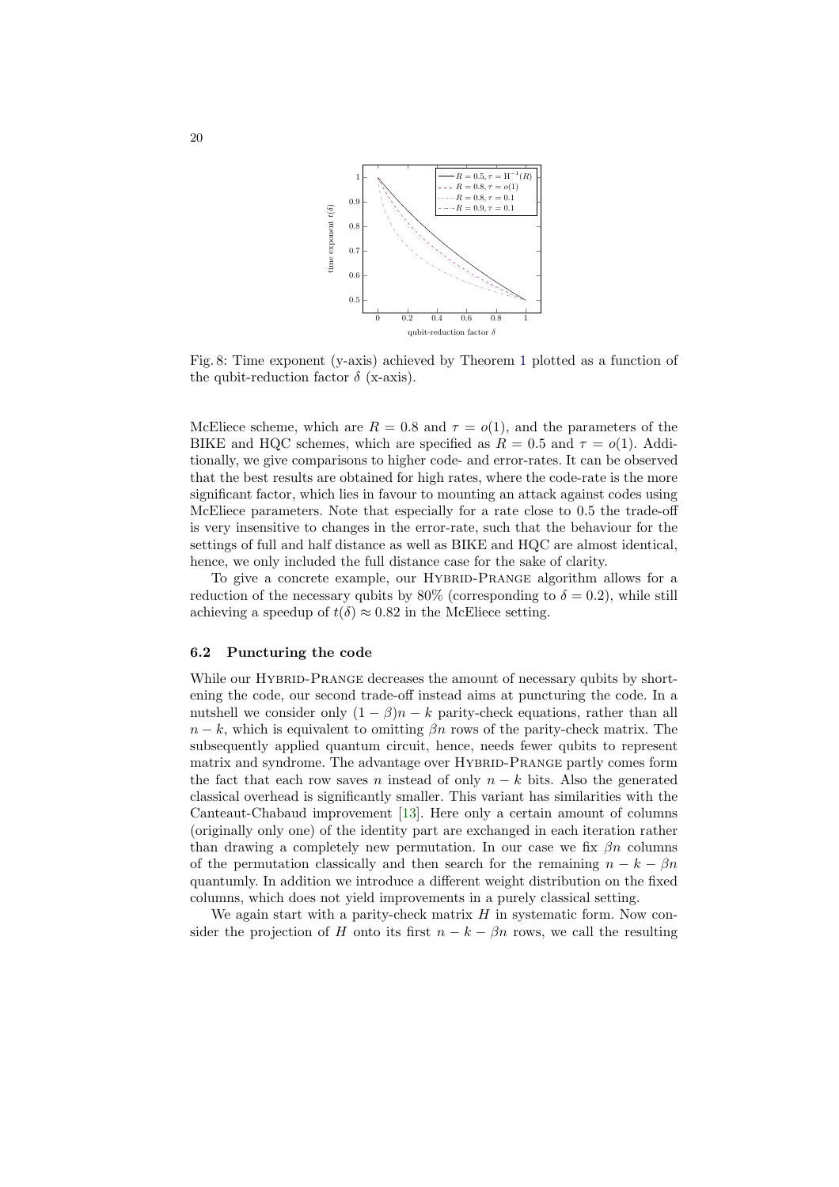Fig. 8: Time exponent (y-axis) achieved by Theorem 1 plotted as a function of the qubit-reduction factor $\delta$ (x-axis).

McEliece scheme, which are $R = 0.8$ and $\tau = o(1)$, and the parameters of the BIKE and HQC schemes, which are specified as $R = 0.5$ and $\tau = o(1)$. Additionally, we give comparisons to higher code- and error-rates. It can be observed that the best results are obtained for high rates, where the code-rate is the more significant factor, which lies in favour to mounting an attack against codes using McEliece parameters. Note that especially for a rate close to 0.5 the trade-off is very insensitive to changes in the error-rate, such that the behaviour for the settings of full and half distance as well as BIKE and HQC are almost identical, hence, we only included the full distance case for the sake of clarity.

To give a concrete example, our Hybrid-Prange algorithm allows for a reduction of the necessary qubits by 80% (corresponding to $\delta = 0.2$), while still achieving a speedup of $t(\delta) \approx 0.82$ in the McEliece setting.

### 6.2 Puncturing the code

While our Hybrid-Prange decreases the amount of necessary qubits by shortening the code, our second trade-off instead aims at puncturing the code. In a nutshell we consider only $(1 - \beta)n - k$ parity-check equations, rather than all $n - k$, which is equivalent to omitting $\beta n$ rows of the parity-check matrix. The subsequently applied quantum circuit, hence, needs fewer qubits to represent matrix and syndrome. The advantage over Hybrid-Prange partly comes form the fact that each row saves $n$ instead of only $n - k$ bits. Also the generated classical overhead is significantly smaller. This variant has similarities with the Canteaut-Chabaud improvement [13]. Here only a certain amount of columns (originally only one) of the identity part are exchanged in each iteration rather than drawing a completely new permutation. In our case we fix $\beta n$ columns of the permutation classically and then search for the remaining $n - k - \beta n$ quantumly. In addition we introduce a different weight distribution on the fixed columns, which does not yield improvements in a purely classical setting.

We again start with a parity-check matrix $H$ in systematic form. Now consider the projection of $H$ onto its first $n - k - \beta n$ rows, we call the resulting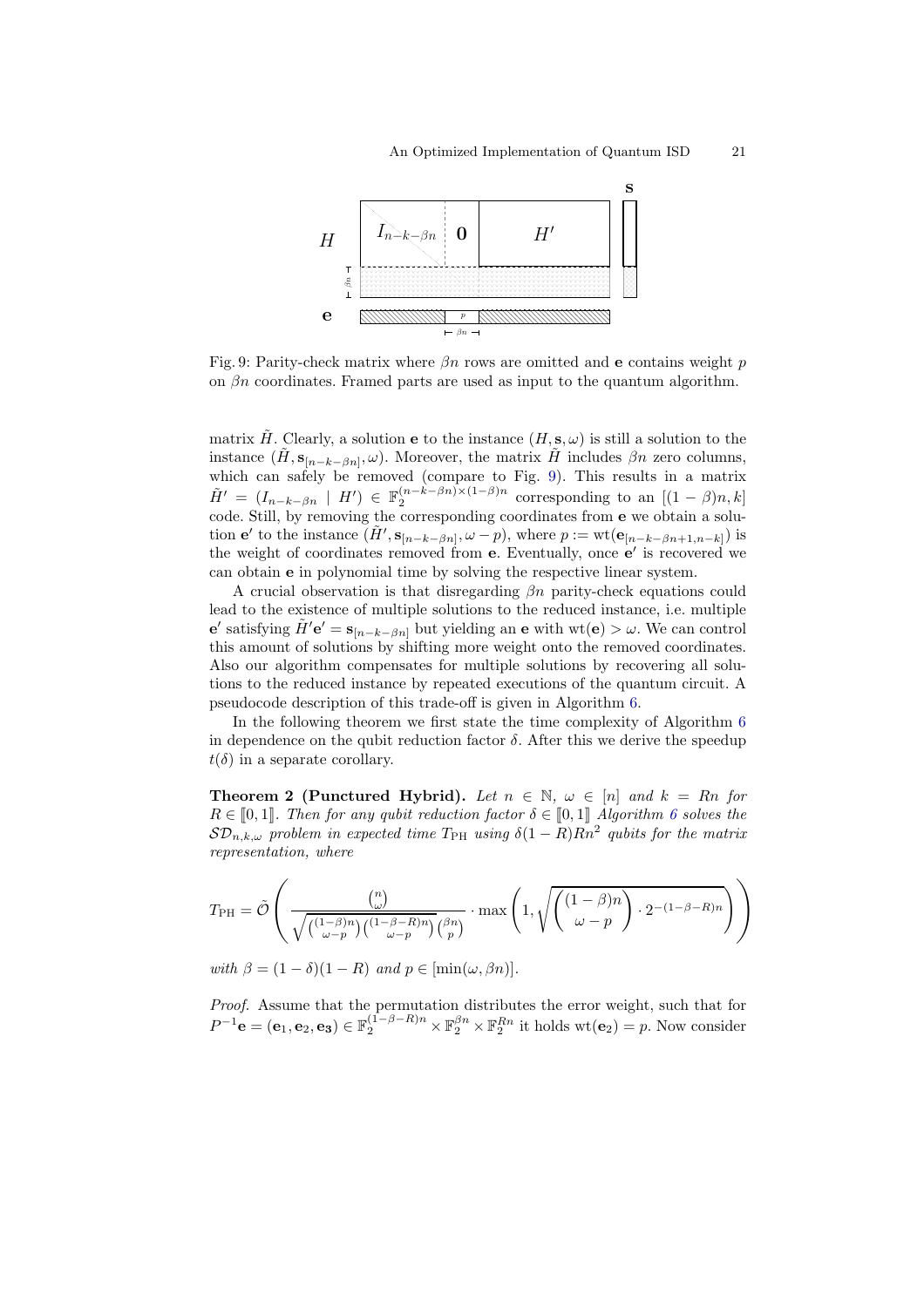Fig. 9: Parity-check matrix where $\beta n$ rows are omitted and $\mathbf{e}$ contains weight $p$ on $\beta n$ coordinates. Framed parts are used as input to the quantum algorithm.

matrix $\tilde{H}$. Clearly, a solution $\mathbf{e}$ to the instance $(H, \mathbf{s}, \omega)$ is still a solution to the instance $(\tilde{H}, \mathbf{s}_{[n-k-\beta n]}, \omega)$. Moreover, the matrix $\tilde{H}$ includes $\beta n$ zero columns, which can safely be removed (compare to Fig. 9). This results in a matrix $\tilde{H}' = (I_{n-k-\beta n} \mid H') \in \mathbb{F}_2^{(n-k-\beta n)\times(1-\beta)n}$ corresponding to an $[(1-\beta)n, k]$ code. Still, by removing the corresponding coordinates from $\mathbf{e}$ we obtain a solution $\mathbf{e}'$ to the instance $(\tilde{H}', \mathbf{s}_{[n-k-\beta n]}, \omega - p)$, where $p := \mathrm{wt}(\mathbf{e}_{[n-k-\beta n+1, n-k]})$ is the weight of coordinates removed from $\mathbf{e}$. Eventually, once $\mathbf{e}'$ is recovered we can obtain $\mathbf{e}$ in polynomial time by solving the respective linear system.

A crucial observation is that disregarding $\beta n$ parity-check equations could lead to the existence of multiple solutions to the reduced instance, i.e. multiple $\mathbf{e}'$ satisfying $\tilde{H}'\mathbf{e}' = \mathbf{s}_{[n-k-\beta n]}$ but yielding an $\mathbf{e}$ with $\mathrm{wt}(\mathbf{e}) > \omega$. We can control this amount of solutions by shifting more weight onto the removed coordinates. Also our algorithm compensates for multiple solutions by recovering all solutions to the reduced instance by repeated executions of the quantum circuit. A pseudocode description of this trade-off is given in Algorithm 6.

In the following theorem we first state the time complexity of Algorithm 6 in dependence on the qubit reduction factor $\delta$. After this we derive the speedup $t(\delta)$ in a separate corollary.

**Theorem 2 (Punctured Hybrid).** *Let $n \in \mathbb{N}$, $\omega \in [n]$ and $k = Rn$ for $R \in [\![0,1]\!]$. Then for any qubit reduction factor $\delta \in [\![0,1]\!]$ Algorithm 6 solves the $\mathcal{SD}_{n,k,\omega}$ problem in expected time $T_{\mathrm{PH}}$ using $\delta(1-R)Rn^2$ qubits for the matrix representation, where*

$$T_{\mathrm{PH}} = \tilde{\mathcal{O}}\left(\frac{\binom{n}{\omega}}{\sqrt{\binom{(1-\beta)n}{\omega-p}\binom{(1-\beta-R)n}{\omega-p}}\binom{\beta n}{p}} \cdot \max\left(1, \sqrt{\binom{(1-\beta)n}{\omega-p}\cdot 2^{-(1-\beta-R)n}}\right)\right)$$

*with $\beta = (1-\delta)(1-R)$ and $p \in [\min(\omega, \beta n)]$.*

*Proof.* Assume that the permutation distributes the error weight, such that for $P^{-1}\mathbf{e} = (\mathbf{e}_1, \mathbf{e}_2, \mathbf{e_3}) \in \mathbb{F}_2^{(1-\beta-R)n} \times \mathbb{F}_2^{\beta n} \times \mathbb{F}_2^{Rn}$ it holds $\mathrm{wt}(\mathbf{e}_2) = p$. Now consider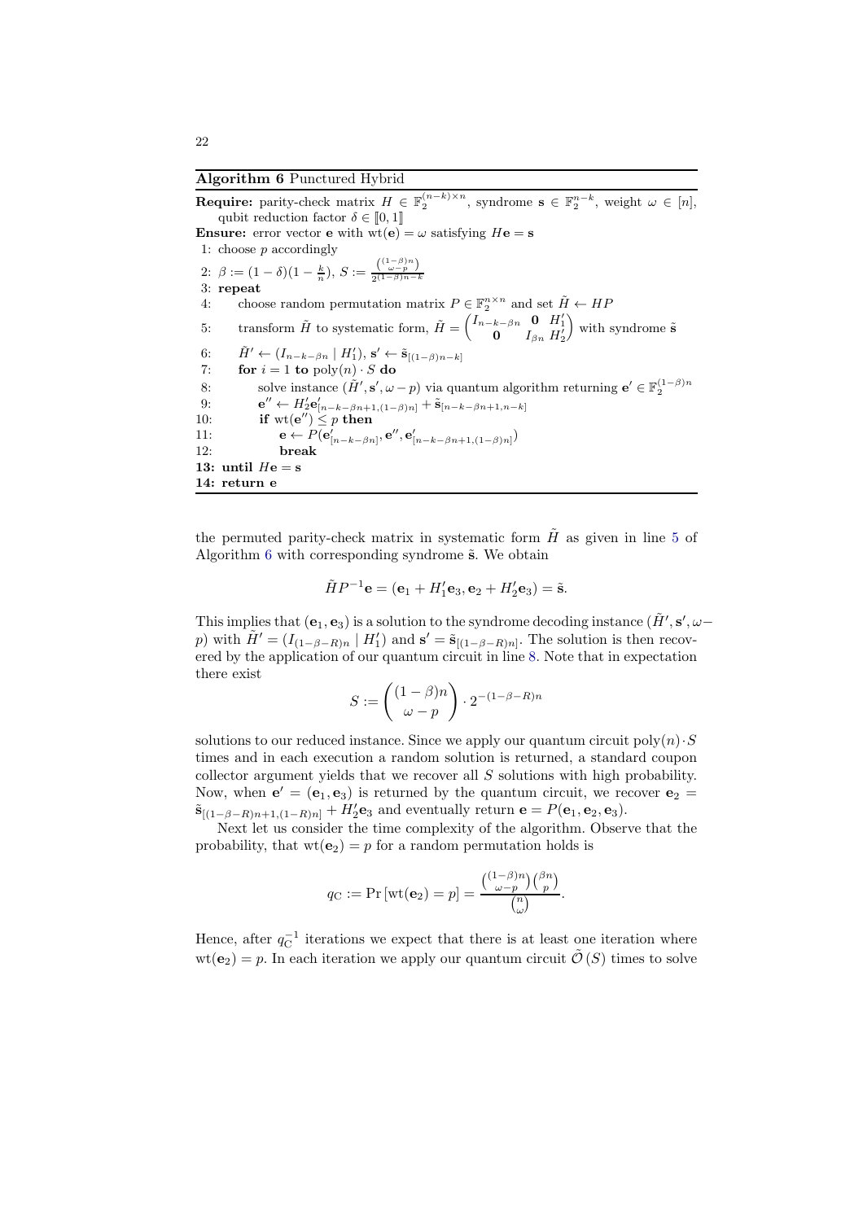**Algorithm 6** Punctured Hybrid

**Require:** parity-check matrix $H \in \mathbb{F}_2^{(n-k)\times n}$, syndrome $\mathbf{s} \in \mathbb{F}_2^{n-k}$, weight $\omega \in [n]$, qubit reduction factor $\delta \in [\![0,1]\!]$

**Ensure:** error vector $\mathbf{e}$ with $\mathrm{wt}(\mathbf{e}) = \omega$ satisfying $H\mathbf{e} = \mathbf{s}$

```
1: choose p accordingly
2: β := (1 − δ)(1 − k/n), S := C((1−β)n, ω−p) / 2^((1−β)n−k)
3: repeat
4:     choose random permutation matrix P ∈ F_2^(n×n) and set H̃ ← HP
5:     transform H̃ to systematic form, H̃ = ( I_(n−k−βn)  0  H'_1 ; 0  I_(βn)  H'_2 ) with syndrome s̃
6:     H̃' ← (I_(n−k−βn) | H'_1), s' ← s̃_[(1−β)n−k]
7:     for i = 1 to poly(n) · S do
8:         solve instance (H̃', s', ω − p) via quantum algorithm returning e' ∈ F_2^((1−β)n)
9:         e'' ← H'_2 e'_[n−k−βn+1,(1−β)n] + s̃_[n−k−βn+1,n−k]
10:        if wt(e'') ≤ p then
11:            e ← P(e'_[n−k−βn], e'', e'_[n−k−βn+1,(1−β)n])
12:            break
13: until He = s
14: return e
```

the permuted parity-check matrix in systematic form $\tilde{H}$ as given in line 5 of Algorithm 6 with corresponding syndrome $\tilde{\mathbf{s}}$. We obtain

$$\tilde{H}P^{-1}\mathbf{e} = (\mathbf{e}_1 + H_1'\mathbf{e}_3, \mathbf{e}_2 + H_2'\mathbf{e}_3) = \tilde{\mathbf{s}}.$$

This implies that $(\mathbf{e}_1, \mathbf{e}_3)$ is a solution to the syndrome decoding instance $(\tilde{H}', \mathbf{s}', \omega - p)$ with $\tilde{H}' = (I_{(1-\beta-R)n} \mid H_1')$ and $\mathbf{s}' = \tilde{\mathbf{s}}_{[(1-\beta-R)n]}$. The solution is then recovered by the application of our quantum circuit in line 8. Note that in expectation there exist

$$S := \binom{(1-\beta)n}{\omega - p} \cdot 2^{-(1-\beta-R)n}$$

solutions to our reduced instance. Since we apply our quantum circuit $\mathrm{poly}(n)\cdot S$ times and in each execution a random solution is returned, a standard coupon collector argument yields that we recover all $S$ solutions with high probability. Now, when $\mathbf{e}' = (\mathbf{e}_1, \mathbf{e}_3)$ is returned by the quantum circuit, we recover $\mathbf{e}_2 = \tilde{\mathbf{s}}_{[(1-\beta-R)n+1,(1-R)n]} + H_2'\mathbf{e}_3$ and eventually return $\mathbf{e} = P(\mathbf{e}_1, \mathbf{e}_2, \mathbf{e}_3)$.

Next let us consider the time complexity of the algorithm. Observe that the probability, that $\mathrm{wt}(\mathbf{e}_2) = p$ for a random permutation holds is

$$q_{\mathrm{C}} := \Pr\left[\mathrm{wt}(\mathbf{e}_2) = p\right] = \frac{\binom{(1-\beta)n}{\omega-p}\binom{\beta n}{p}}{\binom{n}{\omega}}.$$

Hence, after $q_{\mathrm{C}}^{-1}$ iterations we expect that there is at least one iteration where $\mathrm{wt}(\mathbf{e}_2) = p$. In each iteration we apply our quantum circuit $\tilde{\mathcal{O}}(S)$ times to solve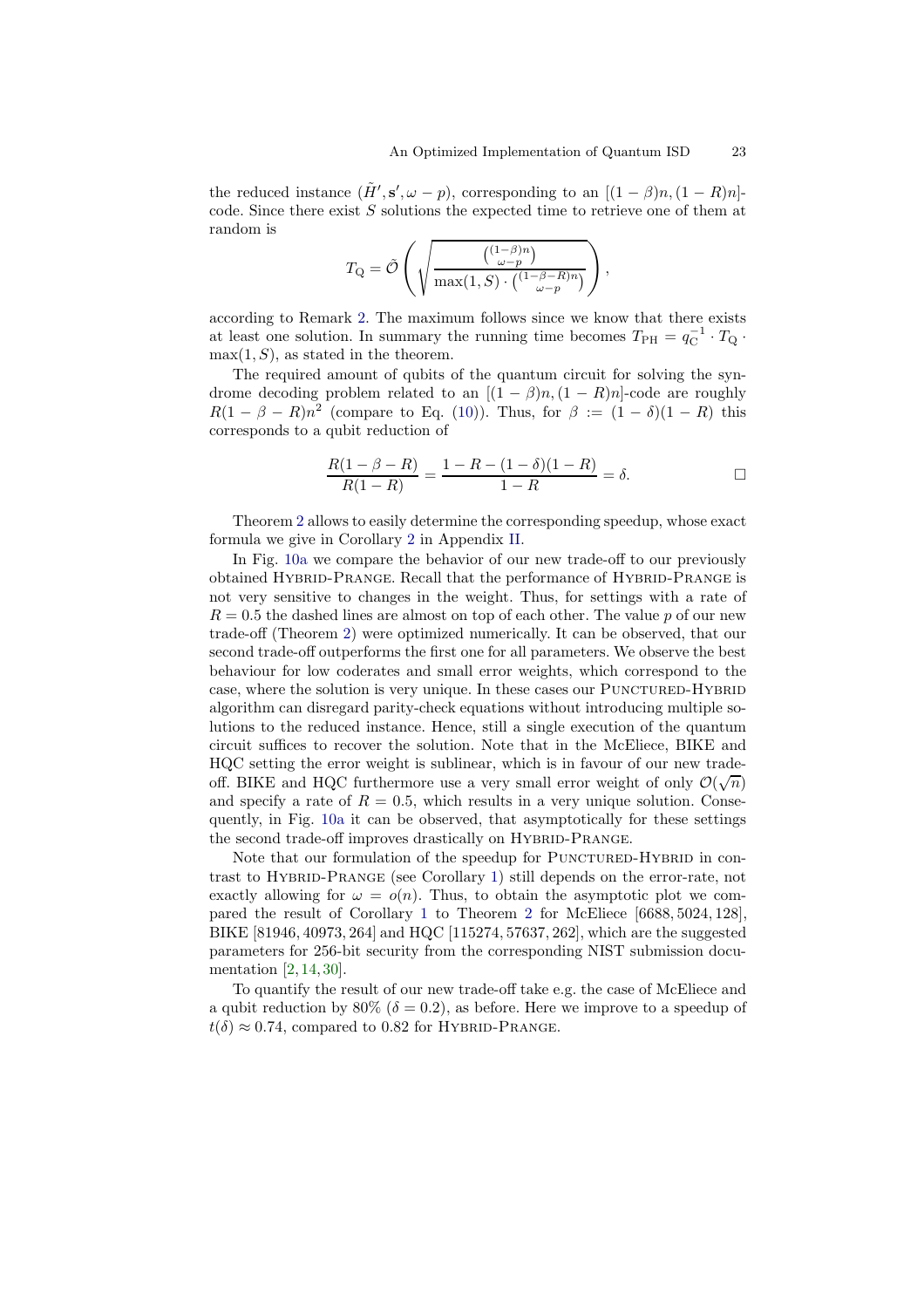the reduced instance $(\tilde{H}', \mathbf{s}', \omega - p)$, corresponding to an $[(1-\beta)n, (1-R)n]$-code. Since there exist $S$ solutions the expected time to retrieve one of them at random is

$$T_{\mathrm{Q}} = \tilde{\mathcal{O}}\left(\sqrt{\frac{\binom{(1-\beta)n}{\omega-p}}{\max(1,S)\cdot\binom{(1-\beta-R)n}{\omega-p}}}\right),$$

according to Remark 2. The maximum follows since we know that there exists at least one solution. In summary the running time becomes $T_{\mathrm{PH}} = q_{\mathrm{C}}^{-1} \cdot T_{\mathrm{Q}} \cdot \max(1,S)$, as stated in the theorem.

The required amount of qubits of the quantum circuit for solving the syndrome decoding problem related to an $[(1-\beta)n, (1-R)n]$-code are roughly $R(1-\beta-R)n^2$ (compare to Eq. (10)). Thus, for $\beta := (1-\delta)(1-R)$ this corresponds to a qubit reduction of

$$\frac{R(1-\beta-R)}{R(1-R)} = \frac{1-R-(1-\delta)(1-R)}{1-R} = \delta. \qquad \square$$

Theorem 2 allows to easily determine the corresponding speedup, whose exact formula we give in Corollary 2 in Appendix II.

In Fig. 10a we compare the behavior of our new trade-off to our previously obtained Hybrid-Prange. Recall that the performance of Hybrid-Prange is not very sensitive to changes in the weight. Thus, for settings with a rate of $R = 0.5$ the dashed lines are almost on top of each other. The value $p$ of our new trade-off (Theorem 2) were optimized numerically. It can be observed, that our second trade-off outperforms the first one for all parameters. We observe the best behaviour for low coderates and small error weights, which correspond to the case, where the solution is very unique. In these cases our Punctured-Hybrid algorithm can disregard parity-check equations without introducing multiple solutions to the reduced instance. Hence, still a single execution of the quantum circuit suffices to recover the solution. Note that in the McEliece, BIKE and HQC setting the error weight is sublinear, which is in favour of our new trade-off. BIKE and HQC furthermore use a very small error weight of only $\mathcal{O}(\sqrt{n})$ and specify a rate of $R = 0.5$, which results in a very unique solution. Consequently, in Fig. 10a it can be observed, that asymptotically for these settings the second trade-off improves drastically on Hybrid-Prange.

Note that our formulation of the speedup for Punctured-Hybrid in contrast to Hybrid-Prange (see Corollary 1) still depends on the error-rate, not exactly allowing for $\omega = o(n)$. Thus, to obtain the asymptotic plot we compared the result of Corollary 1 to Theorem 2 for McEliece $[6688, 5024, 128]$, BIKE $[81946, 40973, 264]$ and HQC $[115274, 57637, 262]$, which are the suggested parameters for 256-bit security from the corresponding NIST submission documentation [2, 14, 30].

To quantify the result of our new trade-off take e.g. the case of McEliece and a qubit reduction by 80% ($\delta = 0.2$), as before. Here we improve to a speedup of $t(\delta) \approx 0.74$, compared to 0.82 for Hybrid-Prange.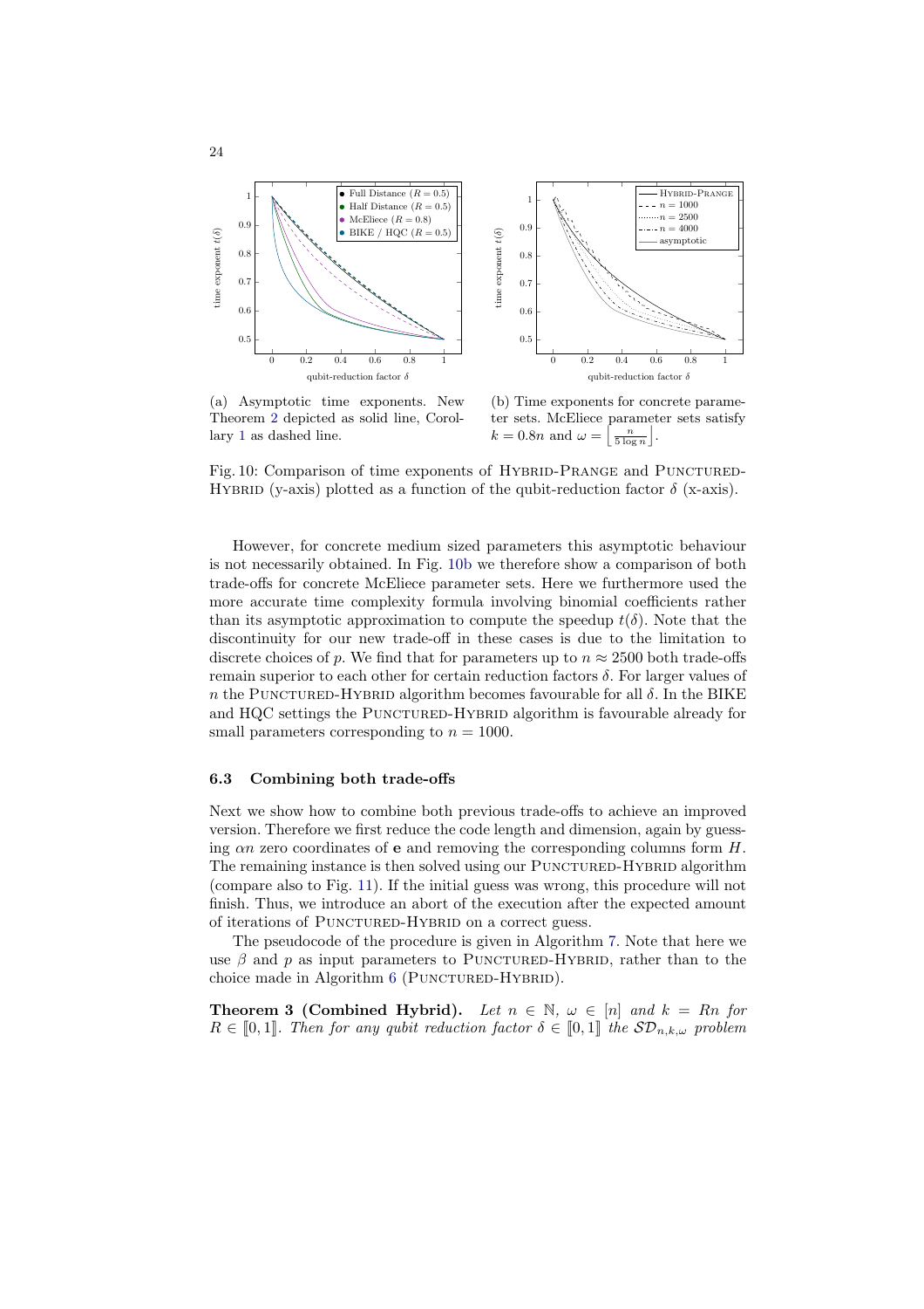(a) Asymptotic time exponents. New Theorem 2 depicted as solid line, Corollary 1 as dashed line.

(b) Time exponents for concrete parameter sets. McEliece parameter sets satisfy $k = 0.8n$ and $\omega = \left\lfloor \frac{n}{5 \log n} \right\rfloor$.

Fig. 10: Comparison of time exponents of HYBRID-PRANGE and PUNCTURED-HYBRID (y-axis) plotted as a function of the qubit-reduction factor $\delta$ (x-axis).

However, for concrete medium sized parameters this asymptotic behaviour is not necessarily obtained. In Fig. 10b we therefore show a comparison of both trade-offs for concrete McEliece parameter sets. Here we furthermore used the more accurate time complexity formula involving binomial coefficients rather than its asymptotic approximation to compute the speedup $t(\delta)$. Note that the discontinuity for our new trade-off in these cases is due to the limitation to discrete choices of $p$. We find that for parameters up to $n \approx 2500$ both trade-offs remain superior to each other for certain reduction factors $\delta$. For larger values of $n$ the PUNCTURED-HYBRID algorithm becomes favourable for all $\delta$. In the BIKE and HQC settings the PUNCTURED-HYBRID algorithm is favourable already for small parameters corresponding to $n = 1000$.

### 6.3 Combining both trade-offs

Next we show how to combine both previous trade-offs to achieve an improved version. Therefore we first reduce the code length and dimension, again by guessing $\alpha n$ zero coordinates of $\mathbf{e}$ and removing the corresponding columns form $H$. The remaining instance is then solved using our PUNCTURED-HYBRID algorithm (compare also to Fig. 11). If the initial guess was wrong, this procedure will not finish. Thus, we introduce an abort of the execution after the expected amount of iterations of PUNCTURED-HYBRID on a correct guess.

The pseudocode of the procedure is given in Algorithm 7. Note that here we use $\beta$ and $p$ as input parameters to PUNCTURED-HYBRID, rather than to the choice made in Algorithm 6 (PUNCTURED-HYBRID).

**Theorem 3 (Combined Hybrid).** *Let $n \in \mathbb{N}$, $\omega \in [n]$ and $k = Rn$ for $R \in [\![0, 1]\!]$. Then for any qubit reduction factor $\delta \in [\![0, 1]\!]$ the $\mathcal{SD}_{n,k,\omega}$ problem*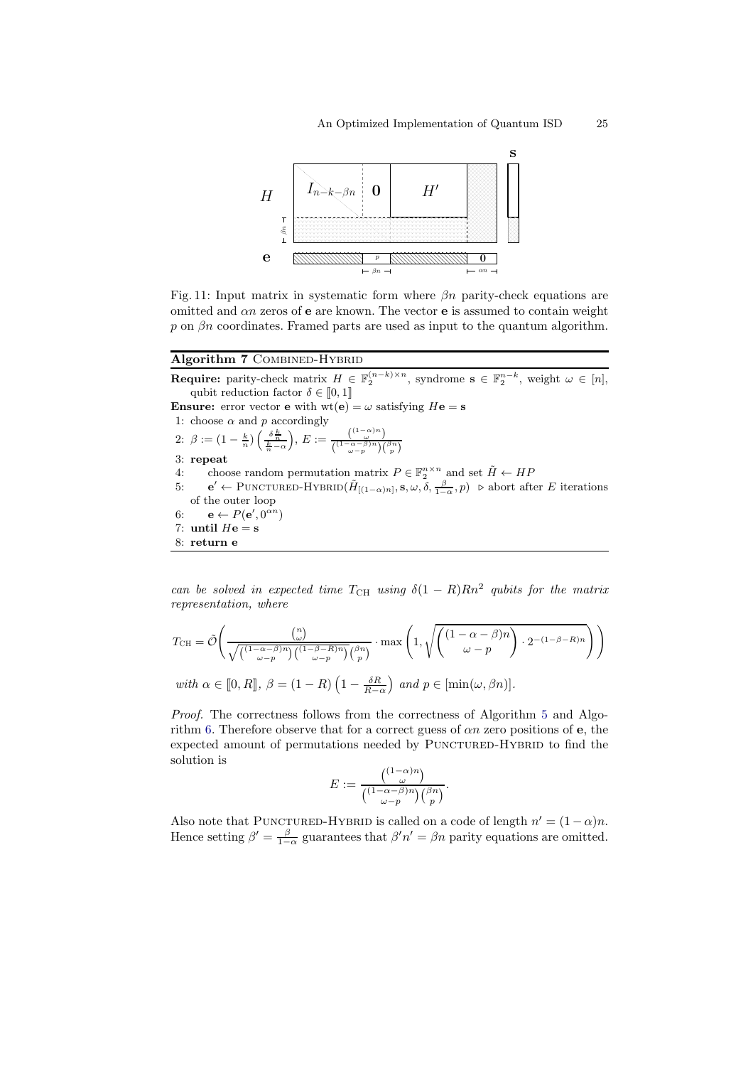Fig. 11: Input matrix in systematic form where $\beta n$ parity-check equations are omitted and $\alpha n$ zeros of $\mathbf{e}$ are known. The vector $\mathbf{e}$ is assumed to contain weight $p$ on $\beta n$ coordinates. Framed parts are used as input to the quantum algorithm.

---

**Algorithm 7** COMBINED-HYBRID

---

**Require:** parity-check matrix $H \in \mathbb{F}_2^{(n-k)\times n}$, syndrome $\mathbf{s} \in \mathbb{F}_2^{n-k}$, weight $\omega \in [n]$, qubit reduction factor $\delta \in [\![0,1]\!]$

**Ensure:** error vector $\mathbf{e}$ with $\mathrm{wt}(\mathbf{e}) = \omega$ satisfying $H\mathbf{e} = \mathbf{s}$

1: choose $\alpha$ and $p$ accordingly

2: $\beta := (1 - \frac{k}{n})\left(\frac{\delta \frac{k}{n}}{\frac{k}{n} - \alpha}\right)$, $E := \frac{\binom{(1-\alpha)n}{\omega}}{\binom{(1-\alpha-\beta)n}{\omega-p}\binom{\beta n}{p}}$

3: **repeat**

4: choose random permutation matrix $P \in \mathbb{F}_2^{n\times n}$ and set $\tilde{H} \leftarrow HP$

5: $\mathbf{e}' \leftarrow$ PUNCTURED-HYBRID$(\tilde{H}_{[(1-\alpha)n]}, \mathbf{s}, \omega, \delta, \frac{\beta}{1-\alpha}, p)$ ▷ abort after $E$ iterations of the outer loop

6: $\mathbf{e} \leftarrow P(\mathbf{e}', 0^{\alpha n})$

7: **until** $H\mathbf{e} = \mathbf{s}$

8: **return** $\mathbf{e}$

---

*can be solved in expected time $T_{\mathrm{CH}}$ using $\delta(1-R)Rn^2$ qubits for the matrix representation, where*

$$T_{\mathrm{CH}} = \tilde{\mathcal{O}}\left( \frac{\binom{n}{\omega}}{\sqrt{\binom{(1-\alpha-\beta)n}{\omega-p}\binom{(1-\beta-R)n}{\omega-p}\binom{\beta n}{p}}} \cdot \max\left(1, \sqrt{\binom{(1-\alpha-\beta)n}{\omega-p} \cdot 2^{-(1-\beta-R)n}}\right)\right)$$

*with $\alpha \in [\![0, R]\!]$, $\beta = (1-R)\left(1 - \frac{\delta R}{R-\alpha}\right)$ and $p \in [\min(\omega, \beta n)]$.*

*Proof.* The correctness follows from the correctness of Algorithm 5 and Algorithm 6. Therefore observe that for a correct guess of $\alpha n$ zero positions of $\mathbf{e}$, the expected amount of permutations needed by PUNCTURED-HYBRID to find the solution is

$$E := \frac{\binom{(1-\alpha)n}{\omega}}{\binom{(1-\alpha-\beta)n}{\omega-p}\binom{\beta n}{p}}.$$

Also note that PUNCTURED-HYBRID is called on a code of length $n' = (1-\alpha)n$. Hence setting $\beta' = \frac{\beta}{1-\alpha}$ guarantees that $\beta' n' = \beta n$ parity equations are omitted.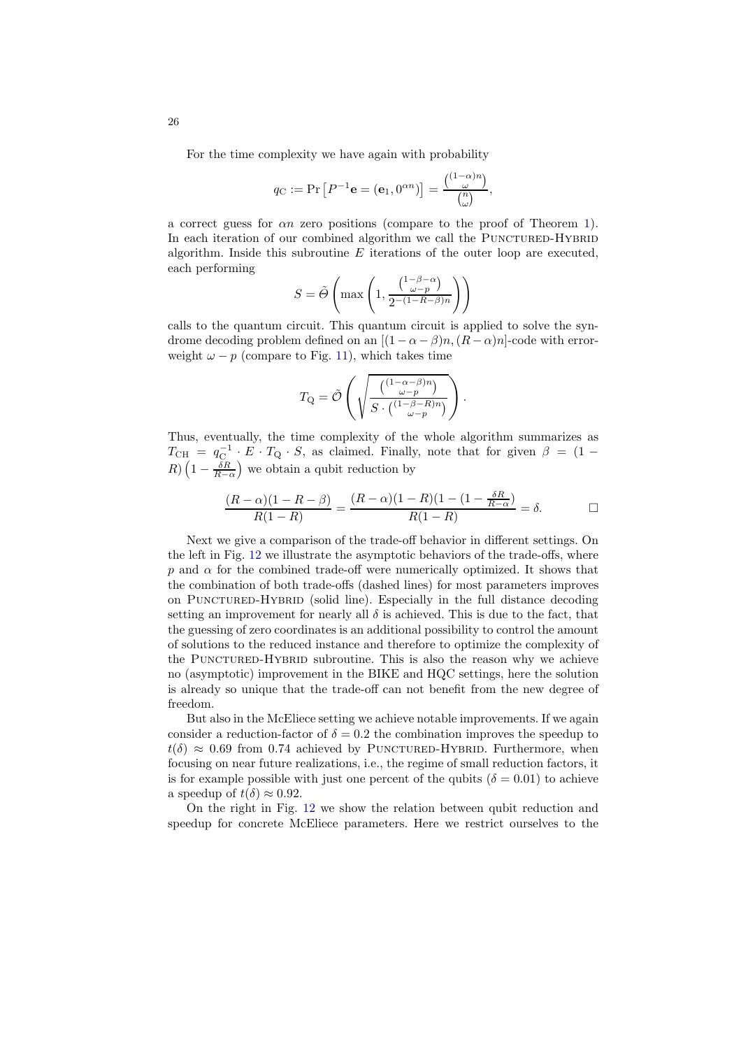For the time complexity we have again with probability

$$q_{\mathrm{C}} := \Pr\left[P^{-1}\mathbf{e} = (\mathbf{e}_1, 0^{\alpha n})\right] = \frac{\binom{(1-\alpha)n}{\omega}}{\binom{n}{\omega}},$$

a correct guess for $\alpha n$ zero positions (compare to the proof of Theorem 1). In each iteration of our combined algorithm we call the Punctured-Hybrid algorithm. Inside this subroutine $E$ iterations of the outer loop are executed, each performing

$$S = \tilde{\Theta}\left(\max\left(1, \frac{\binom{1-\beta-\alpha}{\omega-p}}{2^{-(1-R-\beta)n}}\right)\right)$$

calls to the quantum circuit. This quantum circuit is applied to solve the syndrome decoding problem defined on an $[(1-\alpha-\beta)n, (R-\alpha)n]$-code with error-weight $\omega - p$ (compare to Fig. 11), which takes time

$$T_{\mathrm{Q}} = \tilde{\mathcal{O}}\left(\sqrt{\frac{\binom{(1-\alpha-\beta)n}{\omega-p}}{S\cdot\binom{(1-\beta-R)n}{\omega-p}}}\right).$$

Thus, eventually, the time complexity of the whole algorithm summarizes as $T_{\mathrm{CH}} = q_{\mathrm{C}}^{-1} \cdot E \cdot T_{\mathrm{Q}} \cdot S$, as claimed. Finally, note that for given $\beta = (1-R)\left(1 - \frac{\delta R}{R-\alpha}\right)$ we obtain a qubit reduction by

$$\frac{(R-\alpha)(1-R-\beta)}{R(1-R)} = \frac{(R-\alpha)(1-R)(1-(1-\frac{\delta R}{R-\alpha})}{R(1-R)} = \delta. \qquad \square$$

Next we give a comparison of the trade-off behavior in different settings. On the left in Fig. 12 we illustrate the asymptotic behaviors of the trade-offs, where $p$ and $\alpha$ for the combined trade-off were numerically optimized. It shows that the combination of both trade-offs (dashed lines) for most parameters improves on Punctured-Hybrid (solid line). Especially in the full distance decoding setting an improvement for nearly all $\delta$ is achieved. This is due to the fact, that the guessing of zero coordinates is an additional possibility to control the amount of solutions to the reduced instance and therefore to optimize the complexity of the Punctured-Hybrid subroutine. This is also the reason why we achieve no (asymptotic) improvement in the BIKE and HQC settings, here the solution is already so unique that the trade-off can not benefit from the new degree of freedom.

But also in the McEliece setting we achieve notable improvements. If we again consider a reduction-factor of $\delta = 0.2$ the combination improves the speedup to $t(\delta) \approx 0.69$ from 0.74 achieved by Punctured-Hybrid. Furthermore, when focusing on near future realizations, i.e., the regime of small reduction factors, it is for example possible with just one percent of the qubits ($\delta = 0.01$) to achieve a speedup of $t(\delta) \approx 0.92$.

On the right in Fig. 12 we show the relation between qubit reduction and speedup for concrete McEliece parameters. Here we restrict ourselves to the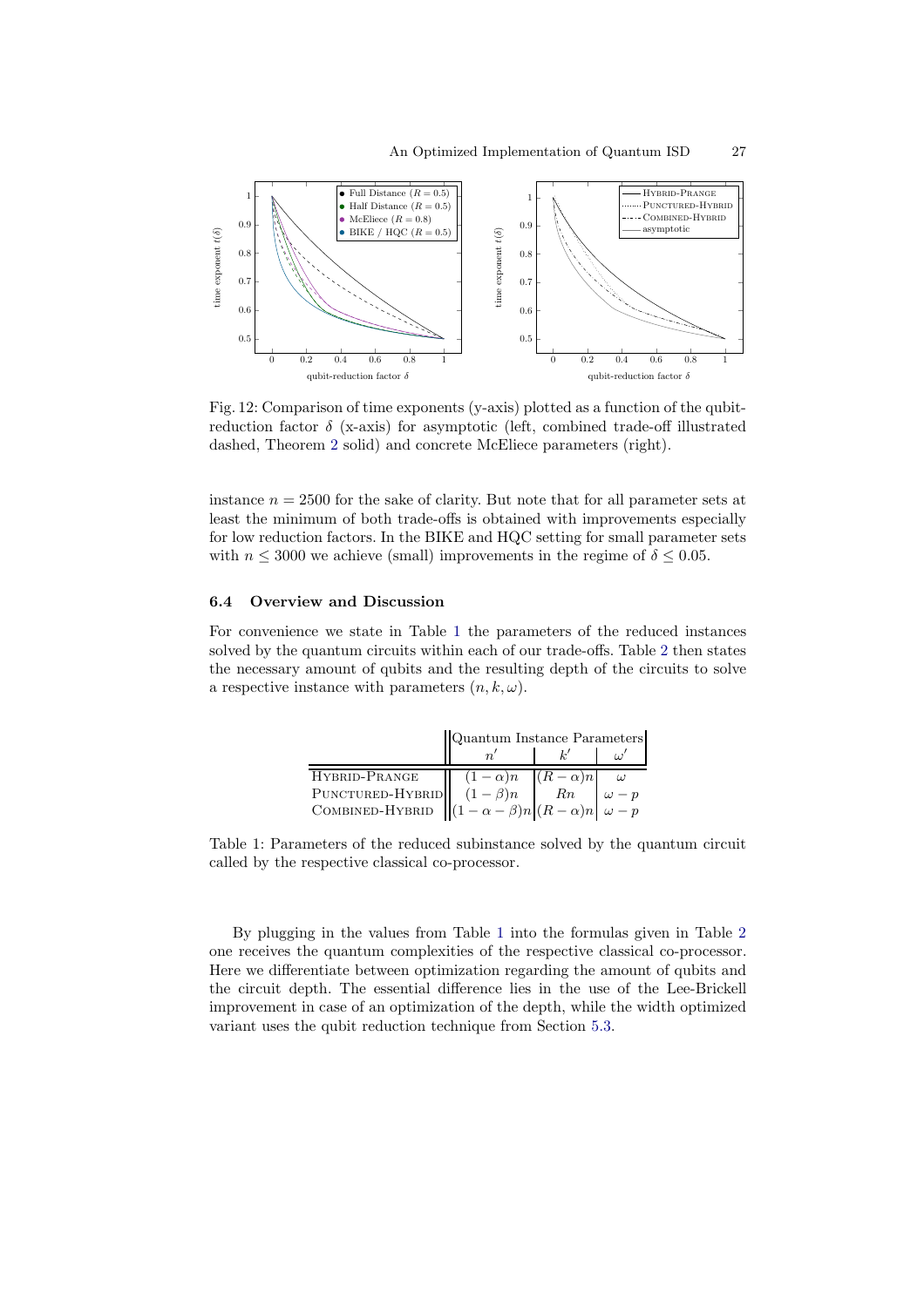Fig. 12: Comparison of time exponents (y-axis) plotted as a function of the qubit-reduction factor $\delta$ (x-axis) for asymptotic (left, combined trade-off illustrated dashed, Theorem 2 solid) and concrete McEliece parameters (right).

instance $n = 2500$ for the sake of clarity. But note that for all parameter sets at least the minimum of both trade-offs is obtained with improvements especially for low reduction factors. In the BIKE and HQC setting for small parameter sets with $n \leq 3000$ we achieve (small) improvements in the regime of $\delta \leq 0.05$.

### 6.4 Overview and Discussion

For convenience we state in Table 1 the parameters of the reduced instances solved by the quantum circuits within each of our trade-offs. Table 2 then states the necessary amount of qubits and the resulting depth of the circuits to solve a respective instance with parameters $(n, k, \omega)$.

| | Quantum Instance Parameters | | |
|---|---|---|---|
| | $n'$ | $k'$ | $\omega'$ |
| Hybrid-Prange | $(1-\alpha)n$ | $(R-\alpha)n$ | $\omega$ |
| Punctured-Hybrid | $(1-\beta)n$ | $Rn$ | $\omega - p$ |
| Combined-Hybrid | $(1-\alpha-\beta)n$ | $(R-\alpha)n$ | $\omega - p$ |

Table 1: Parameters of the reduced subinstance solved by the quantum circuit called by the respective classical co-processor.

By plugging in the values from Table 1 into the formulas given in Table 2 one receives the quantum complexities of the respective classical co-processor. Here we differentiate between optimization regarding the amount of qubits and the circuit depth. The essential difference lies in the use of the Lee-Brickell improvement in case of an optimization of the depth, while the width optimized variant uses the qubit reduction technique from Section 5.3.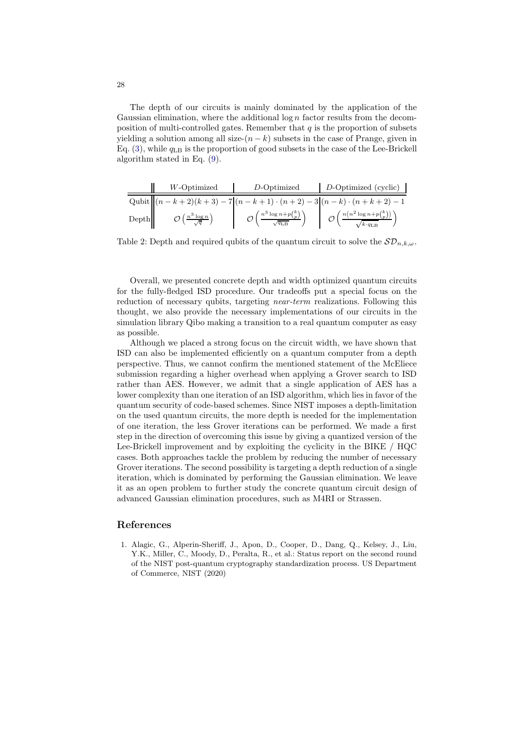The depth of our circuits is mainly dominated by the application of the Gaussian elimination, where the additional $\log n$ factor results from the decomposition of multi-controlled gates. Remember that $q$ is the proportion of subsets yielding a solution among all size-$(n-k)$ subsets in the case of Prange, given in Eq. (3), while $q_{\mathrm{LB}}$ is the proportion of good subsets in the case of the Lee-Brickell algorithm stated in Eq. (9).

| | $W$-Optimized | $D$-Optimized | $D$-Optimized (cyclic) |
|---|---|---|---|
| Qubit | $(n-k+2)(k+3)-7$ | $(n-k+1)\cdot(n+2)-3$ | $(n-k)\cdot(n+k+2)-1$ |
| Depth | $\mathcal{O}\left(\frac{n^3 \log n}{\sqrt{q}}\right)$ | $\mathcal{O}\left(\frac{n^3 \log n + p\binom{k}{p}}{\sqrt{q_{\mathrm{LB}}}}\right)$ | $\mathcal{O}\left(\frac{n\left(n^2 \log n + p\binom{k}{p}\right)}{\sqrt{k \cdot q_{\mathrm{LB}}}}\right)$ |

Table 2: Depth and required qubits of the quantum circuit to solve the $\mathcal{SD}_{n,k,\omega}$.

Overall, we presented concrete depth and width optimized quantum circuits for the fully-fledged ISD procedure. Our tradeoffs put a special focus on the reduction of necessary qubits, targeting *near-term* realizations. Following this thought, we also provide the necessary implementations of our circuits in the simulation library Qibo making a transition to a real quantum computer as easy as possible.

Although we placed a strong focus on the circuit width, we have shown that ISD can also be implemented efficiently on a quantum computer from a depth perspective. Thus, we cannot confirm the mentioned statement of the McEliece submission regarding a higher overhead when applying a Grover search to ISD rather than AES. However, we admit that a single application of AES has a lower complexity than one iteration of an ISD algorithm, which lies in favor of the quantum security of code-based schemes. Since NIST imposes a depth-limitation on the used quantum circuits, the more depth is needed for the implementation of one iteration, the less Grover iterations can be performed. We made a first step in the direction of overcoming this issue by giving a quantized version of the Lee-Brickell improvement and by exploiting the cyclicity in the BIKE / HQC cases. Both approaches tackle the problem by reducing the number of necessary Grover iterations. The second possibility is targeting a depth reduction of a single iteration, which is dominated by performing the Gaussian elimination. We leave it as an open problem to further study the concrete quantum circuit design of advanced Gaussian elimination procedures, such as M4RI or Strassen.

## References

1. Alagic, G., Alperin-Sheriff, J., Apon, D., Cooper, D., Dang, Q., Kelsey, J., Liu, Y.K., Miller, C., Moody, D., Peralta, R., et al.: Status report on the second round of the NIST post-quantum cryptography standardization process. US Department of Commerce, NIST (2020)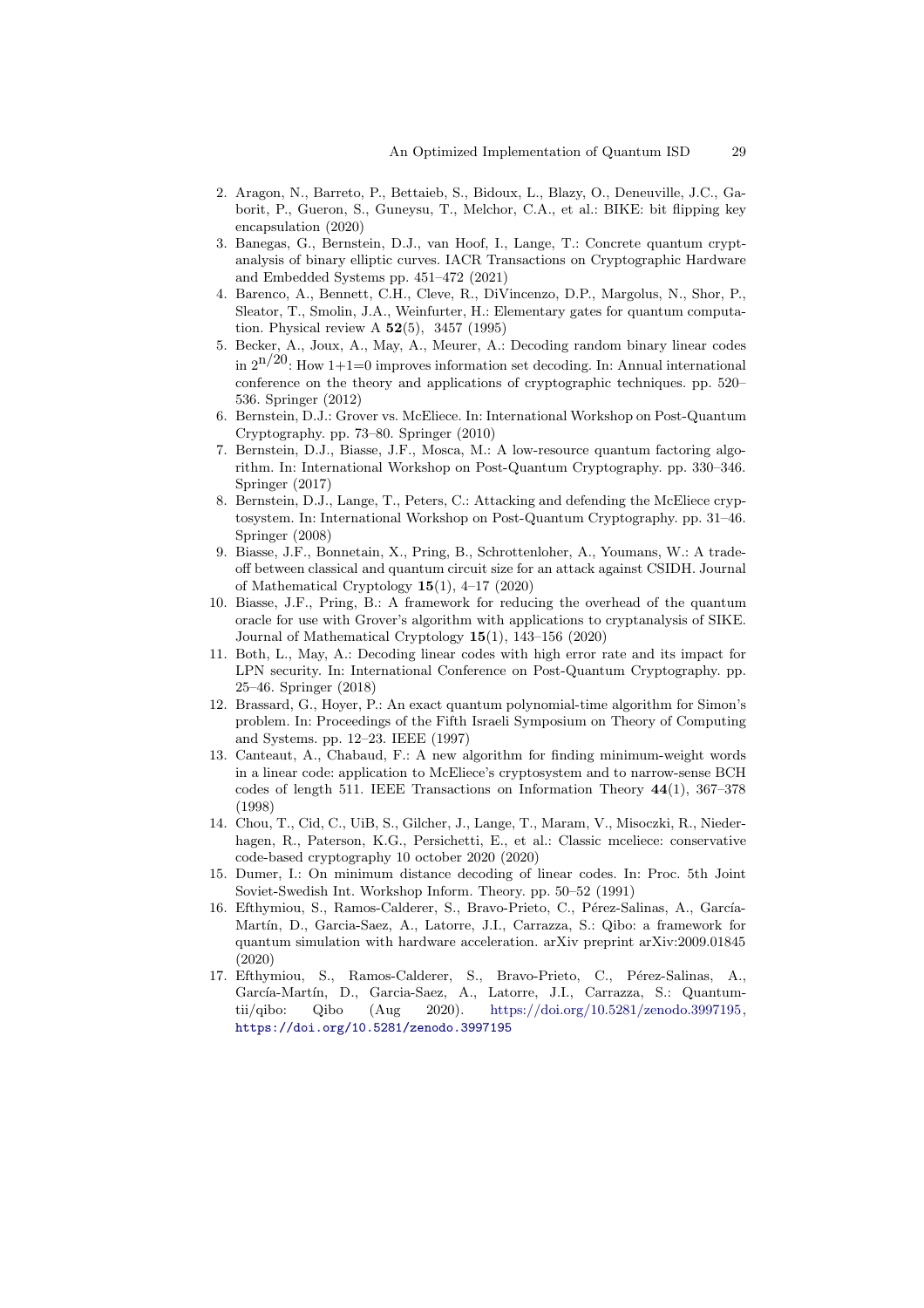2. Aragon, N., Barreto, P., Bettaieb, S., Bidoux, L., Blazy, O., Deneuville, J.C., Gaborit, P., Gueron, S., Guneysu, T., Melchor, C.A., et al.: BIKE: bit flipping key encapsulation (2020)
3. Banegas, G., Bernstein, D.J., van Hoof, I., Lange, T.: Concrete quantum cryptanalysis of binary elliptic curves. IACR Transactions on Cryptographic Hardware and Embedded Systems pp. 451–472 (2021)
4. Barenco, A., Bennett, C.H., Cleve, R., DiVincenzo, D.P., Margolus, N., Shor, P., Sleator, T., Smolin, J.A., Weinfurter, H.: Elementary gates for quantum computation. Physical review A **52**(5), 3457 (1995)
5. Becker, A., Joux, A., May, A., Meurer, A.: Decoding random binary linear codes in $2^{n/20}$: How 1+1=0 improves information set decoding. In: Annual international conference on the theory and applications of cryptographic techniques. pp. 520–536. Springer (2012)
6. Bernstein, D.J.: Grover vs. McEliece. In: International Workshop on Post-Quantum Cryptography. pp. 73–80. Springer (2010)
7. Bernstein, D.J., Biasse, J.F., Mosca, M.: A low-resource quantum factoring algorithm. In: International Workshop on Post-Quantum Cryptography. pp. 330–346. Springer (2017)
8. Bernstein, D.J., Lange, T., Peters, C.: Attacking and defending the McEliece cryptosystem. In: International Workshop on Post-Quantum Cryptography. pp. 31–46. Springer (2008)
9. Biasse, J.F., Bonnetain, X., Pring, B., Schrottenloher, A., Youmans, W.: A trade-off between classical and quantum circuit size for an attack against CSIDH. Journal of Mathematical Cryptology **15**(1), 4–17 (2020)
10. Biasse, J.F., Pring, B.: A framework for reducing the overhead of the quantum oracle for use with Grover's algorithm with applications to cryptanalysis of SIKE. Journal of Mathematical Cryptology **15**(1), 143–156 (2020)
11. Both, L., May, A.: Decoding linear codes with high error rate and its impact for LPN security. In: International Conference on Post-Quantum Cryptography. pp. 25–46. Springer (2018)
12. Brassard, G., Hoyer, P.: An exact quantum polynomial-time algorithm for Simon's problem. In: Proceedings of the Fifth Israeli Symposium on Theory of Computing and Systems. pp. 12–23. IEEE (1997)
13. Canteaut, A., Chabaud, F.: A new algorithm for finding minimum-weight words in a linear code: application to McEliece's cryptosystem and to narrow-sense BCH codes of length 511. IEEE Transactions on Information Theory **44**(1), 367–378 (1998)
14. Chou, T., Cid, C., UiB, S., Gilcher, J., Lange, T., Maram, V., Misoczki, R., Niederhagen, R., Paterson, K.G., Persichetti, E., et al.: Classic mceliece: conservative code-based cryptography 10 october 2020 (2020)
15. Dumer, I.: On minimum distance decoding of linear codes. In: Proc. 5th Joint Soviet-Swedish Int. Workshop Inform. Theory. pp. 50–52 (1991)
16. Efthymiou, S., Ramos-Calderer, S., Bravo-Prieto, C., Pérez-Salinas, A., García-Martín, D., Garcia-Saez, A., Latorre, J.I., Carrazza, S.: Qibo: a framework for quantum simulation with hardware acceleration. arXiv preprint arXiv:2009.01845 (2020)
17. Efthymiou, S., Ramos-Calderer, S., Bravo-Prieto, C., Pérez-Salinas, A., García-Martín, D., Garcia-Saez, A., Latorre, J.I., Carrazza, S.: Quantum-tii/qibo: Qibo (Aug 2020). https://doi.org/10.5281/zenodo.3997195, https://doi.org/10.5281/zenodo.3997195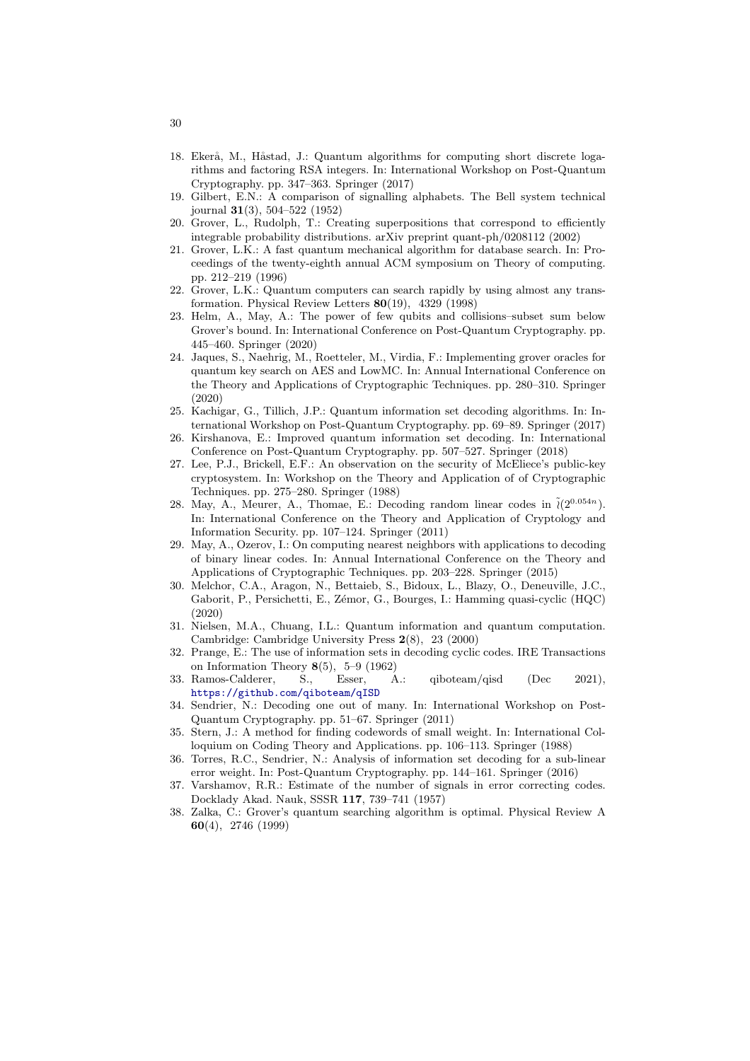18. Ekerå, M., Håstad, J.: Quantum algorithms for computing short discrete logarithms and factoring RSA integers. In: International Workshop on Post-Quantum Cryptography. pp. 347–363. Springer (2017)
19. Gilbert, E.N.: A comparison of signalling alphabets. The Bell system technical journal **31**(3), 504–522 (1952)
20. Grover, L., Rudolph, T.: Creating superpositions that correspond to efficiently integrable probability distributions. arXiv preprint quant-ph/0208112 (2002)
21. Grover, L.K.: A fast quantum mechanical algorithm for database search. In: Proceedings of the twenty-eighth annual ACM symposium on Theory of computing. pp. 212–219 (1996)
22. Grover, L.K.: Quantum computers can search rapidly by using almost any transformation. Physical Review Letters **80**(19), 4329 (1998)
23. Helm, A., May, A.: The power of few qubits and collisions–subset sum below Grover's bound. In: International Conference on Post-Quantum Cryptography. pp. 445–460. Springer (2020)
24. Jaques, S., Naehrig, M., Roetteler, M., Virdia, F.: Implementing grover oracles for quantum key search on AES and LowMC. In: Annual International Conference on the Theory and Applications of Cryptographic Techniques. pp. 280–310. Springer (2020)
25. Kachigar, G., Tillich, J.P.: Quantum information set decoding algorithms. In: International Workshop on Post-Quantum Cryptography. pp. 69–89. Springer (2017)
26. Kirshanova, E.: Improved quantum information set decoding. In: International Conference on Post-Quantum Cryptography. pp. 507–527. Springer (2018)
27. Lee, P.J., Brickell, E.F.: An observation on the security of McEliece's public-key cryptosystem. In: Workshop on the Theory and Application of of Cryptographic Techniques. pp. 275–280. Springer (1988)
28. May, A., Meurer, A., Thomae, E.: Decoding random linear codes in $\tilde{\imath}(2^{0.054n})$. In: International Conference on the Theory and Application of Cryptology and Information Security. pp. 107–124. Springer (2011)
29. May, A., Ozerov, I.: On computing nearest neighbors with applications to decoding of binary linear codes. In: Annual International Conference on the Theory and Applications of Cryptographic Techniques. pp. 203–228. Springer (2015)
30. Melchor, C.A., Aragon, N., Bettaieb, S., Bidoux, L., Blazy, O., Deneuville, J.C., Gaborit, P., Persichetti, E., Zémor, G., Bourges, I.: Hamming quasi-cyclic (HQC) (2020)
31. Nielsen, M.A., Chuang, I.L.: Quantum information and quantum computation. Cambridge: Cambridge University Press **2**(8), 23 (2000)
32. Prange, E.: The use of information sets in decoding cyclic codes. IRE Transactions on Information Theory **8**(5), 5–9 (1962)
33. Ramos-Calderer, S., Esser, A.: qiboteam/qisd (Dec 2021), https://github.com/qiboteam/qISD
34. Sendrier, N.: Decoding one out of many. In: International Workshop on Post-Quantum Cryptography. pp. 51–67. Springer (2011)
35. Stern, J.: A method for finding codewords of small weight. In: International Colloquium on Coding Theory and Applications. pp. 106–113. Springer (1988)
36. Torres, R.C., Sendrier, N.: Analysis of information set decoding for a sub-linear error weight. In: Post-Quantum Cryptography. pp. 144–161. Springer (2016)
37. Varshamov, R.R.: Estimate of the number of signals in error correcting codes. Docklady Akad. Nauk, SSSR **117**, 739–741 (1957)
38. Zalka, C.: Grover's quantum searching algorithm is optimal. Physical Review A **60**(4), 2746 (1999)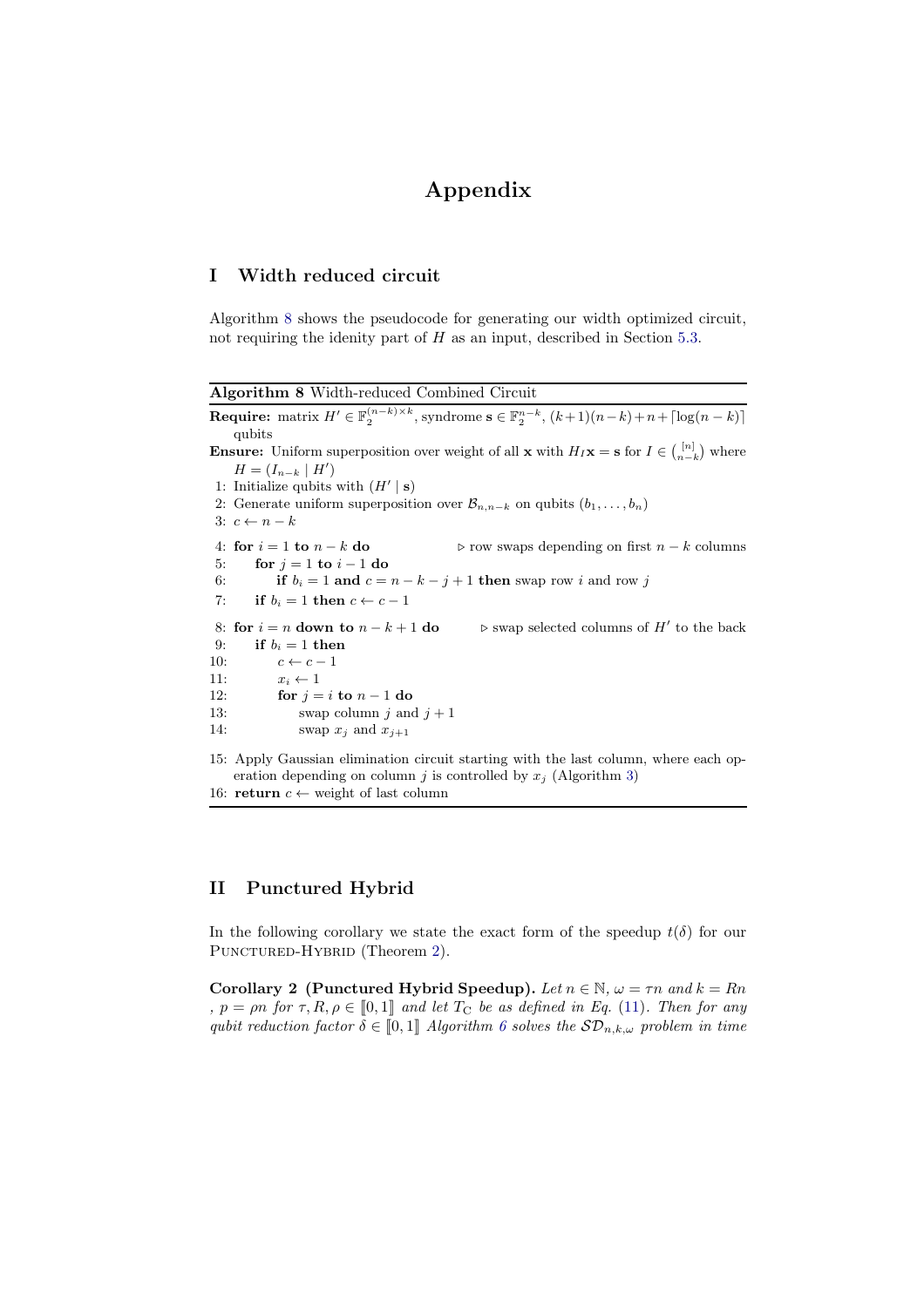# Appendix

## I Width reduced circuit

Algorithm 8 shows the pseudocode for generating our width optimized circuit, not requiring the idenity part of $H$ as an input, described in Section 5.3.

**Algorithm 8** Width-reduced Combined Circuit

**Require:** matrix $H' \in \mathbb{F}_2^{(n-k)\times k}$, syndrome $\mathbf{s} \in \mathbb{F}_2^{n-k}$, $(k+1)(n-k)+n+\lceil \log(n-k) \rceil$ qubits

**Ensure:** Uniform superposition over weight of all $\mathbf{x}$ with $H_I\mathbf{x} = \mathbf{s}$ for $I \in \binom{[n]}{n-k}$ where $H = (I_{n-k} \mid H')$

```
 1: Initialize qubits with (H' | s)
 2: Generate uniform superposition over B_{n,n-k} on qubits (b_1, ..., b_n)
 3: c ← n − k
 4: for i = 1 to n − k do                  ▷ row swaps depending on first n − k columns
 5:     for j = 1 to i − 1 do
 6:         if b_i = 1 and c = n − k − j + 1 then swap row i and row j
 7:     if b_i = 1 then c ← c − 1
 8: for i = n down to n − k + 1 do         ▷ swap selected columns of H' to the back
 9:     if b_i = 1 then
10:         c ← c − 1
11:         x_i ← 1
12:         for j = i to n − 1 do
13:             swap column j and j + 1
14:             swap x_j and x_{j+1}
15: Apply Gaussian elimination circuit starting with the last column, where each op-
    eration depending on column j is controlled by x_j (Algorithm 3)
16: return c ← weight of last column
```

## II Punctured Hybrid

In the following corollary we state the exact form of the speedup $t(\delta)$ for our Punctured-Hybrid (Theorem 2).

**Corollary 2 (Punctured Hybrid Speedup).** *Let $n \in \mathbb{N}$, $\omega = \tau n$ and $k = Rn$ , $p = \rho n$ for $\tau, R, \rho \in [\![0, 1]\!]$ and let $T_{\mathrm{C}}$ be as defined in Eq. (11). Then for any qubit reduction factor $\delta \in [\![0, 1]\!]$ Algorithm 6 solves the $\mathcal{SD}_{n,k,\omega}$ problem in time*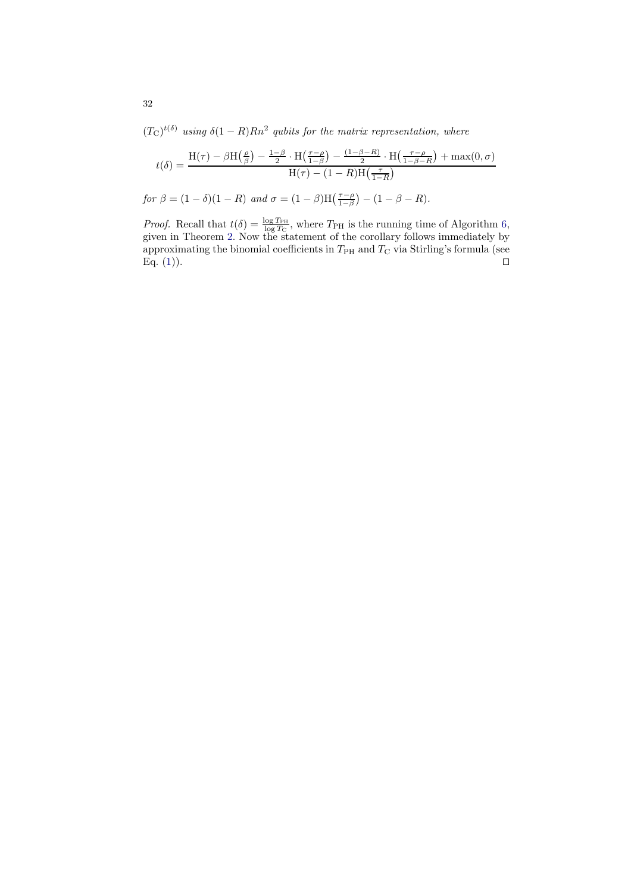$(T_{\mathrm{C}})^{t(\delta)}$ *using* $\delta(1-R)Rn^2$ *qubits for the matrix representation, where*

$$t(\delta) = \frac{\mathrm{H}(\tau) - \beta\mathrm{H}\big(\frac{\rho}{\beta}\big) - \frac{1-\beta}{2}\cdot\mathrm{H}\big(\frac{\tau-\rho}{1-\beta}\big) - \frac{(1-\beta-R)}{2}\cdot\mathrm{H}\big(\frac{\tau-\rho}{1-\beta-R}\big) + \max(0,\sigma)}{\mathrm{H}(\tau) - (1-R)\mathrm{H}\big(\frac{\tau}{1-R}\big)}$$

*for* $\beta = (1-\delta)(1-R)$ *and* $\sigma = (1-\beta)\mathrm{H}\big(\frac{\tau-\rho}{1-\beta}\big) - (1-\beta-R)$.

*Proof.* Recall that $t(\delta) = \frac{\log T_{\mathrm{PH}}}{\log T_{\mathrm{C}}}$, where $T_{\mathrm{PH}}$ is the running time of Algorithm 6, given in Theorem 2. Now the statement of the corollary follows immediately by approximating the binomial coefficients in $T_{\mathrm{PH}}$ and $T_{\mathrm{C}}$ via Stirling's formula (see Eq. (1)). □